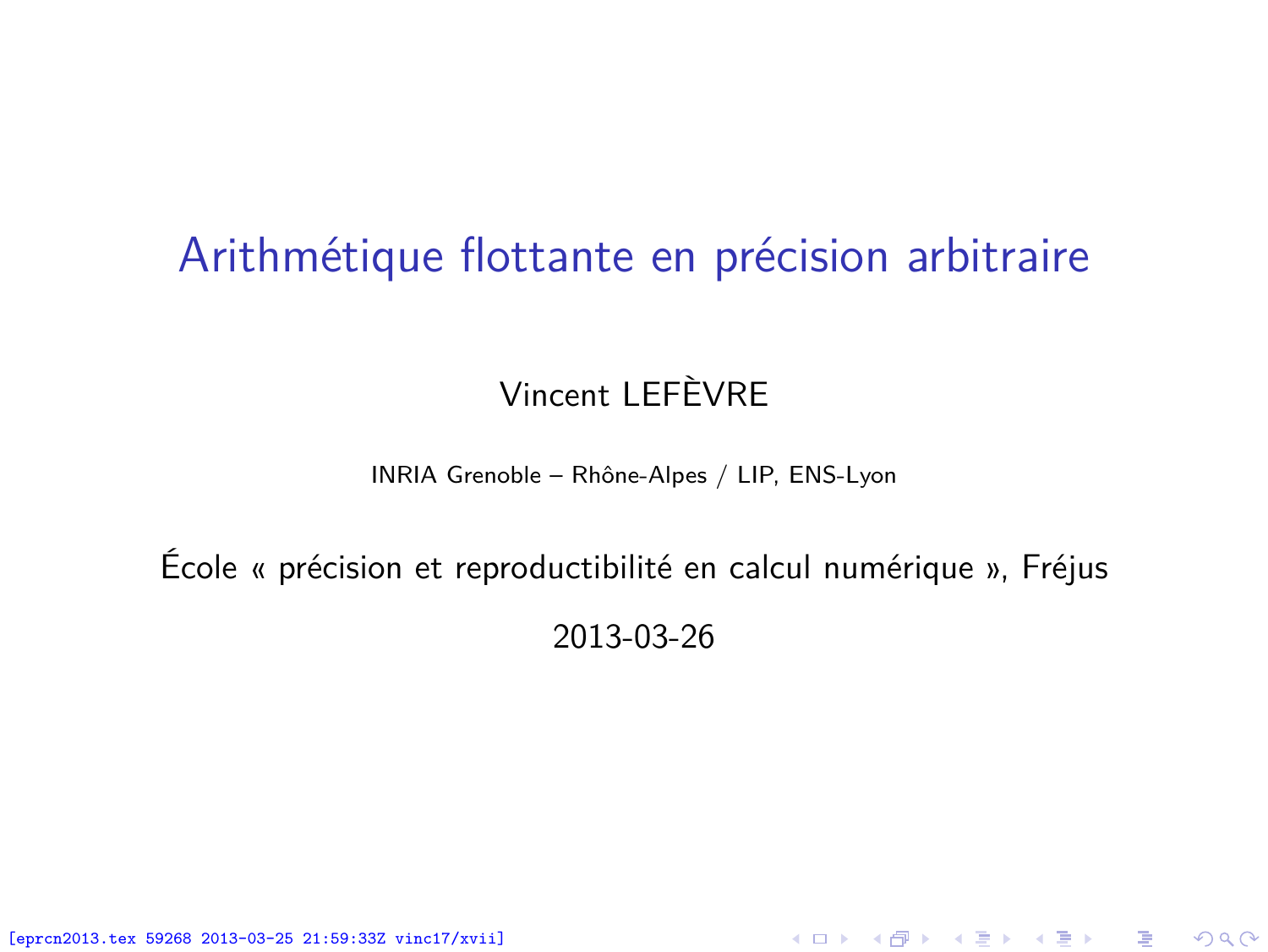# Arithmétique flottante en précision arbitraire

Vincent LEFÈVRE

INRIA Grenoble – Rhône-Alpes / LIP, ENS-Lyon

École « précision et reproductibilité en calcul numérique », Fréjus

2013-03-26

[eprcn2013.tex 59268 2013-03-25 21:59:33Z vinc17/xvii]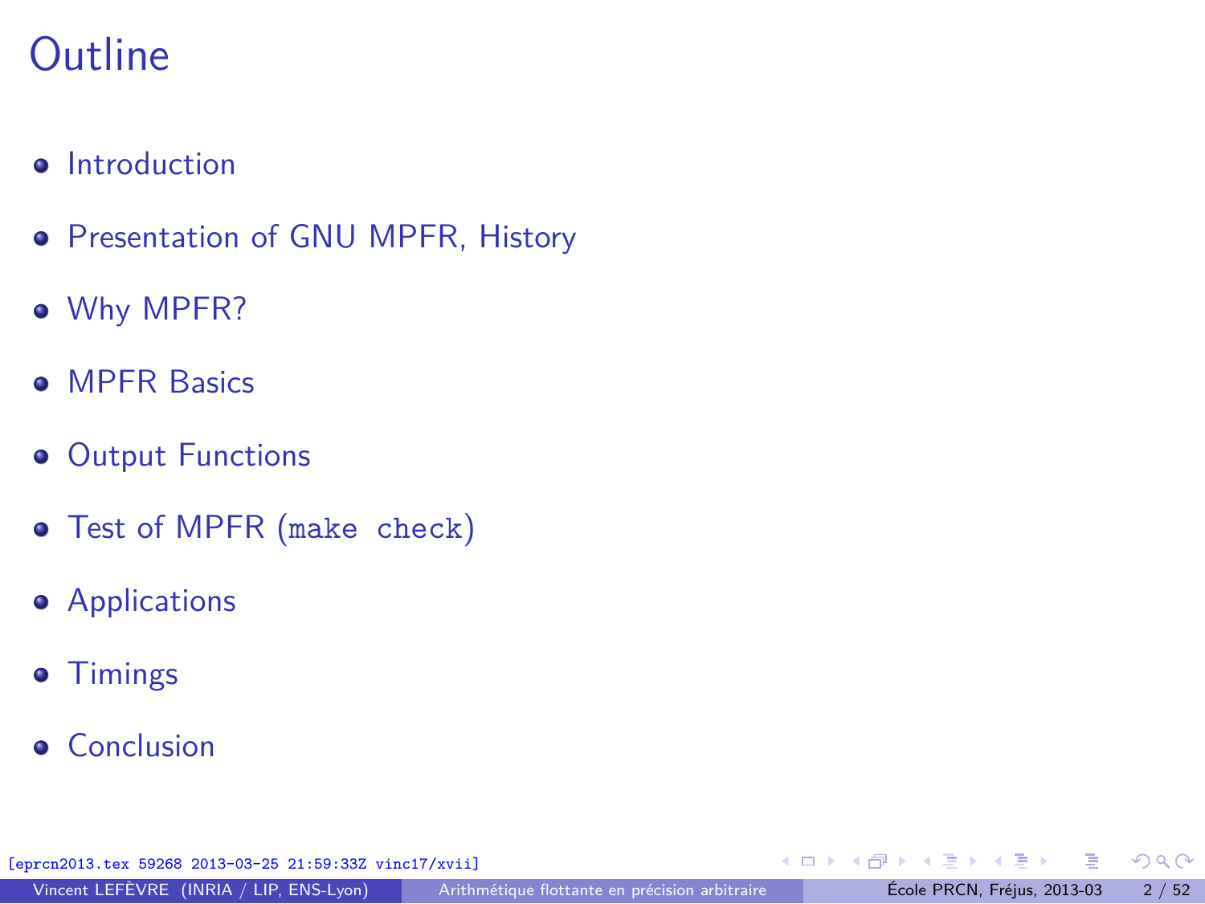# Outline

- Introduction
- Presentation of GNU MPFR, History
- Why MPFR?
- MPFR Basics
- Output Functions
- Test of MPFR (`make check`)
- Applications
- Timings
- Conclusion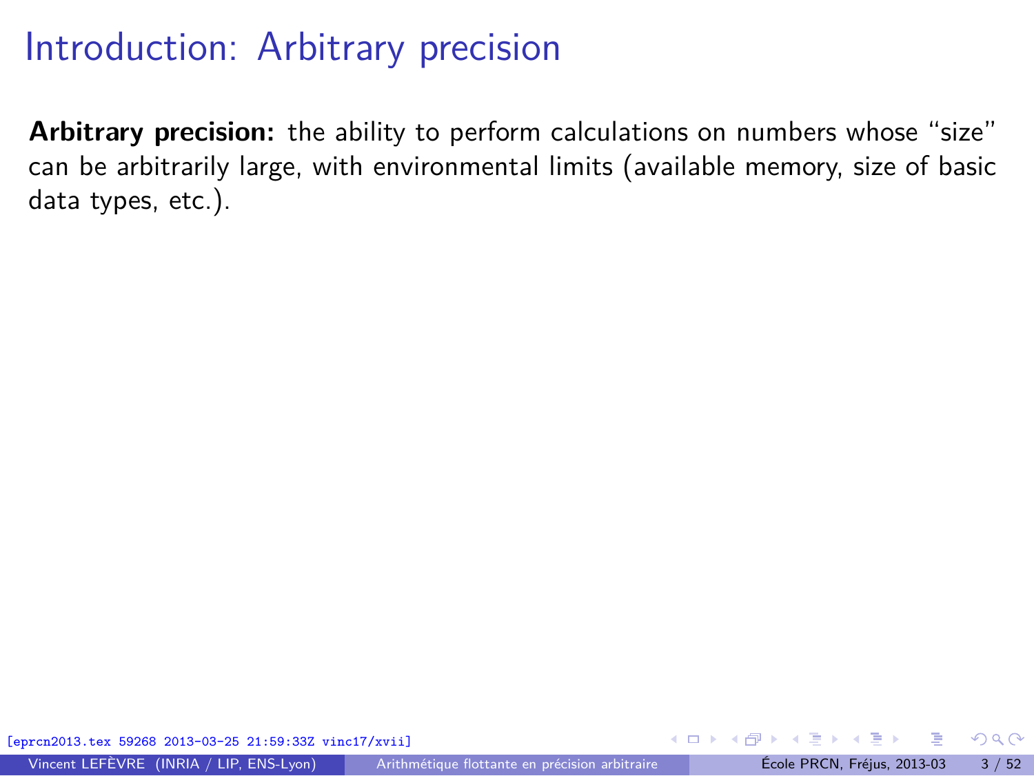# Introduction: Arbitrary precision

**Arbitrary precision:** the ability to perform calculations on numbers whose "size" can be arbitrarily large, with environmental limits (available memory, size of basic data types, etc.).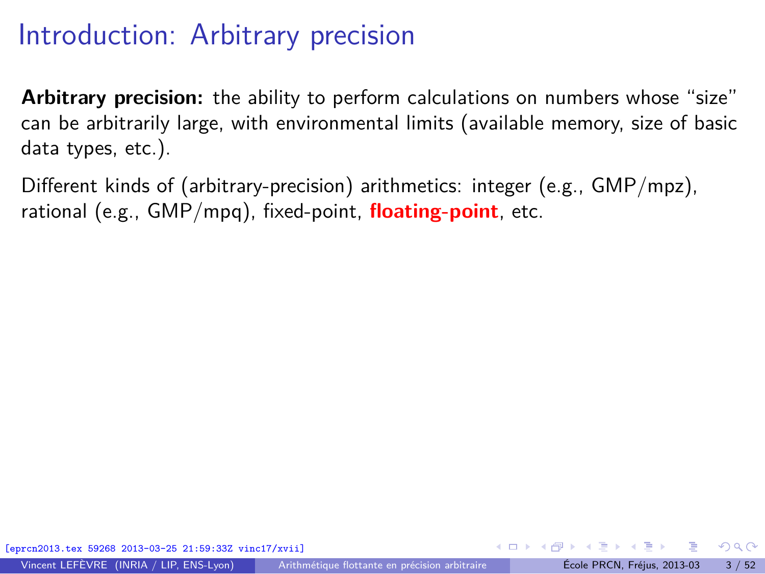# Introduction: Arbitrary precision

**Arbitrary precision:** the ability to perform calculations on numbers whose “size” can be arbitrarily large, with environmental limits (available memory, size of basic data types, etc.).

Different kinds of (arbitrary-precision) arithmetics: integer (e.g., GMP/mpz), rational (e.g., GMP/mpq), fixed-point, **floating-point**, etc.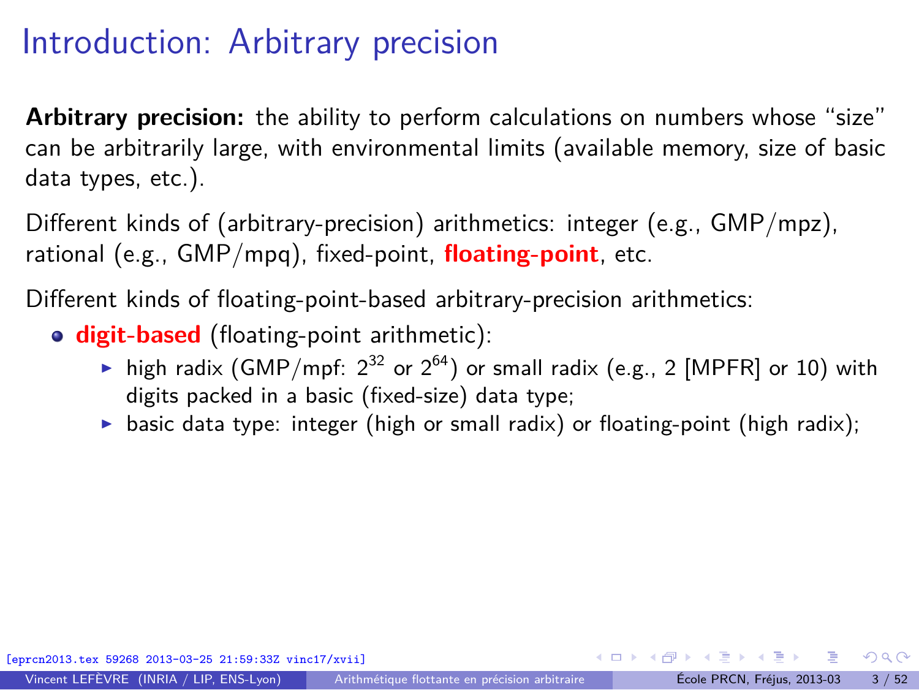# Introduction: Arbitrary precision

**Arbitrary precision:** the ability to perform calculations on numbers whose "size" can be arbitrarily large, with environmental limits (available memory, size of basic data types, etc.).

Different kinds of (arbitrary-precision) arithmetics: integer (e.g., GMP/mpz), rational (e.g., GMP/mpq), fixed-point, **floating-point**, etc.

Different kinds of floating-point-based arbitrary-precision arithmetics:

- **digit-based** (floating-point arithmetic):
  - high radix (GMP/mpf: $2^{32}$ or $2^{64}$) or small radix (e.g., 2 [MPFR] or 10) with digits packed in a basic (fixed-size) data type;
  - basic data type: integer (high or small radix) or floating-point (high radix);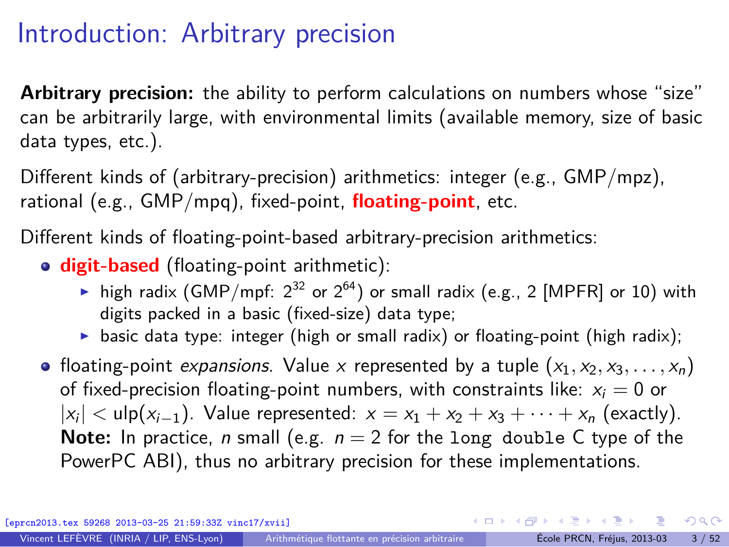# Introduction: Arbitrary precision

**Arbitrary precision:** the ability to perform calculations on numbers whose "size" can be arbitrarily large, with environmental limits (available memory, size of basic data types, etc.).

Different kinds of (arbitrary-precision) arithmetics: integer (e.g., GMP/mpz), rational (e.g., GMP/mpq), fixed-point, **floating-point**, etc.

Different kinds of floating-point-based arbitrary-precision arithmetics:

- **digit-based** (floating-point arithmetic):
  - high radix (GMP/mpf: $2^{32}$ or $2^{64}$) or small radix (e.g., 2 [MPFR] or 10) with digits packed in a basic (fixed-size) data type;
  - basic data type: integer (high or small radix) or floating-point (high radix);
- floating-point *expansions*. Value $x$ represented by a tuple $(x_1, x_2, x_3, \ldots, x_n)$ of fixed-precision floating-point numbers, with constraints like: $x_i = 0$ or $|x_i| < \text{ulp}(x_{i-1})$. Value represented: $x = x_1 + x_2 + x_3 + \cdots + x_n$ (exactly). **Note:** In practice, $n$ small (e.g. $n = 2$ for the `long double` C type of the PowerPC ABI), thus no arbitrary precision for these implementations.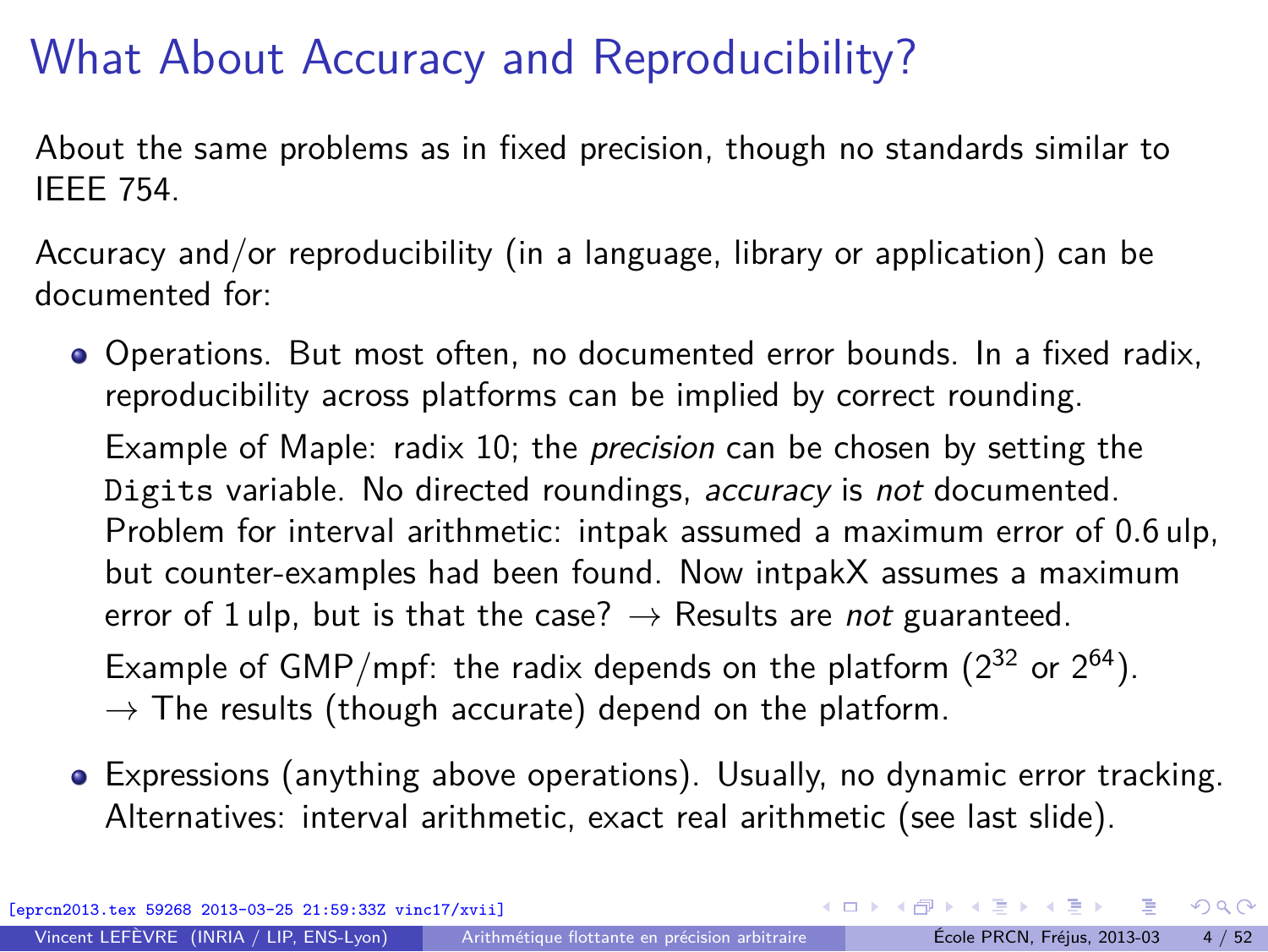# What About Accuracy and Reproducibility?

About the same problems as in fixed precision, though no standards similar to IEEE 754.

Accuracy and/or reproducibility (in a language, library or application) can be documented for:

- Operations. But most often, no documented error bounds. In a fixed radix, reproducibility across platforms can be implied by correct rounding.

  Example of Maple: radix 10; the *precision* can be chosen by setting the `Digits` variable. No directed roundings, *accuracy* is *not* documented. Problem for interval arithmetic: intpak assumed a maximum error of 0.6 ulp, but counter-examples had been found. Now intpakX assumes a maximum error of 1 ulp, but is that the case? → Results are *not* guaranteed.

  Example of GMP/mpf: the radix depends on the platform ($2^{32}$ or $2^{64}$).
  → The results (though accurate) depend on the platform.

- Expressions (anything above operations). Usually, no dynamic error tracking. Alternatives: interval arithmetic, exact real arithmetic (see last slide).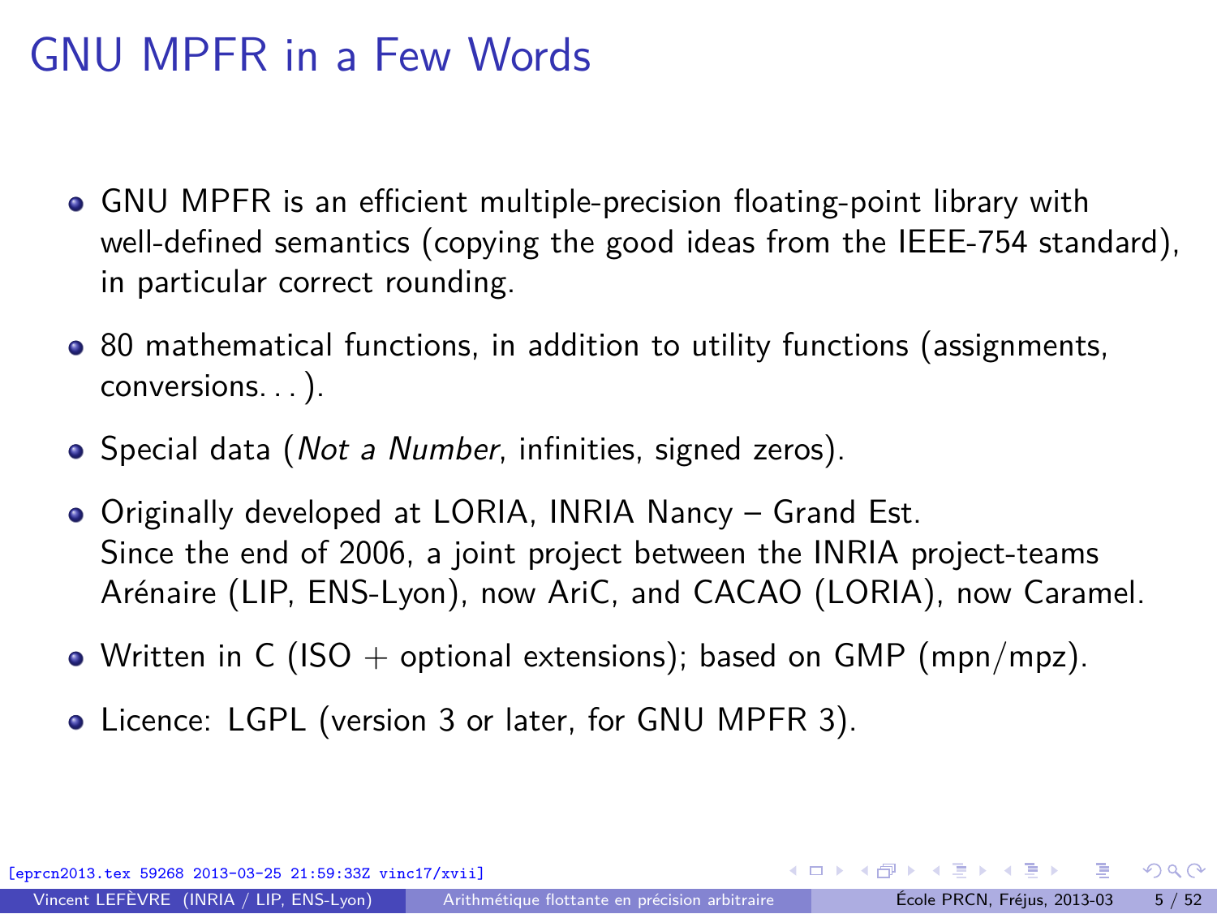# GNU MPFR in a Few Words

- GNU MPFR is an efficient multiple-precision floating-point library with well-defined semantics (copying the good ideas from the IEEE-754 standard), in particular correct rounding.
- 80 mathematical functions, in addition to utility functions (assignments, conversions…).
- Special data (*Not a Number*, infinities, signed zeros).
- Originally developed at LORIA, INRIA Nancy – Grand Est.
  Since the end of 2006, a joint project between the INRIA project-teams Arénaire (LIP, ENS-Lyon), now AriC, and CACAO (LORIA), now Caramel.
- Written in C (ISO + optional extensions); based on GMP (mpn/mpz).
- Licence: LGPL (version 3 or later, for GNU MPFR 3).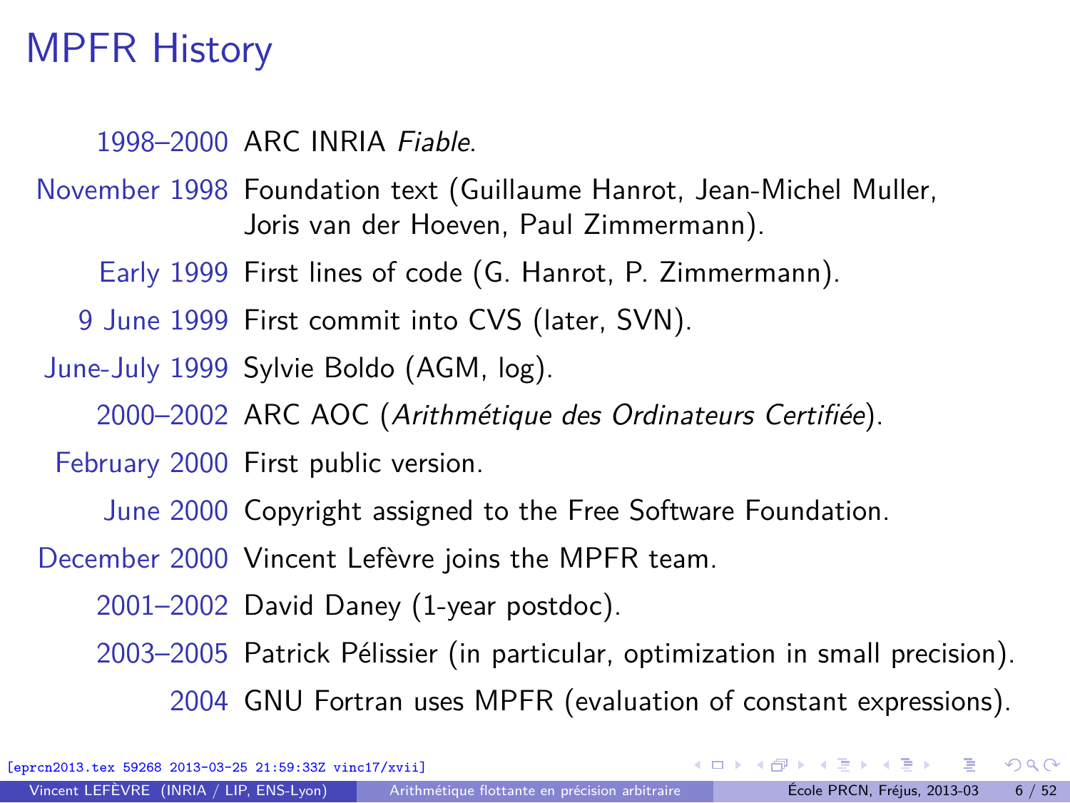# MPFR History

- **1998–2000** ARC INRIA *Fiable*.
- **November 1998** Foundation text (Guillaume Hanrot, Jean-Michel Muller, Joris van der Hoeven, Paul Zimmermann).
- **Early 1999** First lines of code (G. Hanrot, P. Zimmermann).
- **9 June 1999** First commit into CVS (later, SVN).
- **June-July 1999** Sylvie Boldo (AGM, log).
- **2000–2002** ARC AOC (*Arithmétique des Ordinateurs Certifiée*).
- **February 2000** First public version.
- **June 2000** Copyright assigned to the Free Software Foundation.
- **December 2000** Vincent Lefèvre joins the MPFR team.
- **2001–2002** David Daney (1-year postdoc).
- **2003–2005** Patrick Pélissier (in particular, optimization in small precision).
- **2004** GNU Fortran uses MPFR (evaluation of constant expressions).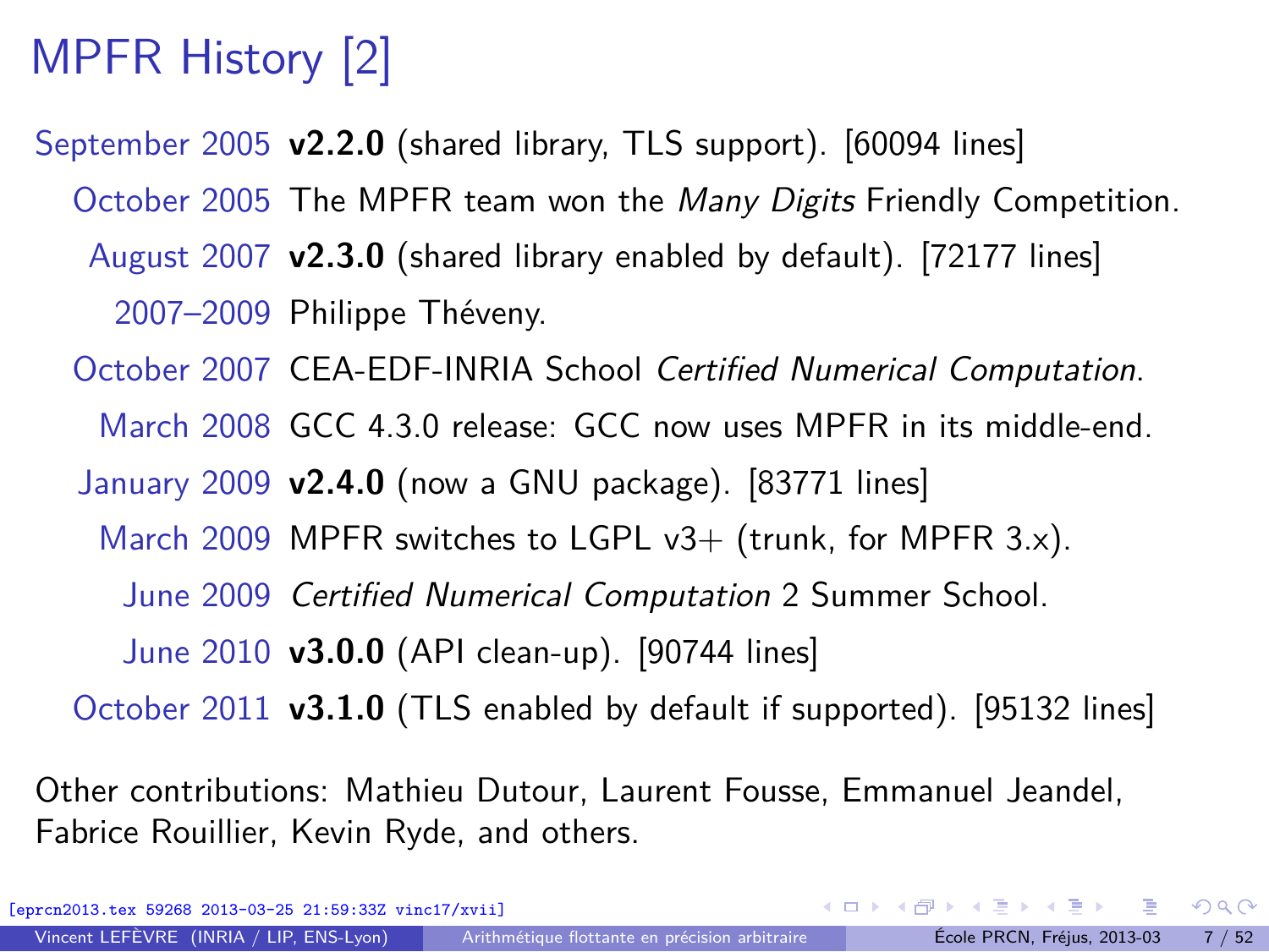# MPFR History [2]

| | |
|---|---|
| September 2005 | **v2.2.0** (shared library, TLS support). [60094 lines] |
| October 2005 | The MPFR team won the *Many Digits* Friendly Competition. |
| August 2007 | **v2.3.0** (shared library enabled by default). [72177 lines] |
| 2007–2009 | Philippe Théveny. |
| October 2007 | CEA-EDF-INRIA School *Certified Numerical Computation*. |
| March 2008 | GCC 4.3.0 release: GCC now uses MPFR in its middle-end. |
| January 2009 | **v2.4.0** (now a GNU package). [83771 lines] |
| March 2009 | MPFR switches to LGPL v3+ (trunk, for MPFR 3.x). |
| June 2009 | *Certified Numerical Computation* 2 Summer School. |
| June 2010 | **v3.0.0** (API clean-up). [90744 lines] |
| October 2011 | **v3.1.0** (TLS enabled by default if supported). [95132 lines] |

Other contributions: Mathieu Dutour, Laurent Fousse, Emmanuel Jeandel, Fabrice Rouillier, Kevin Ryde, and others.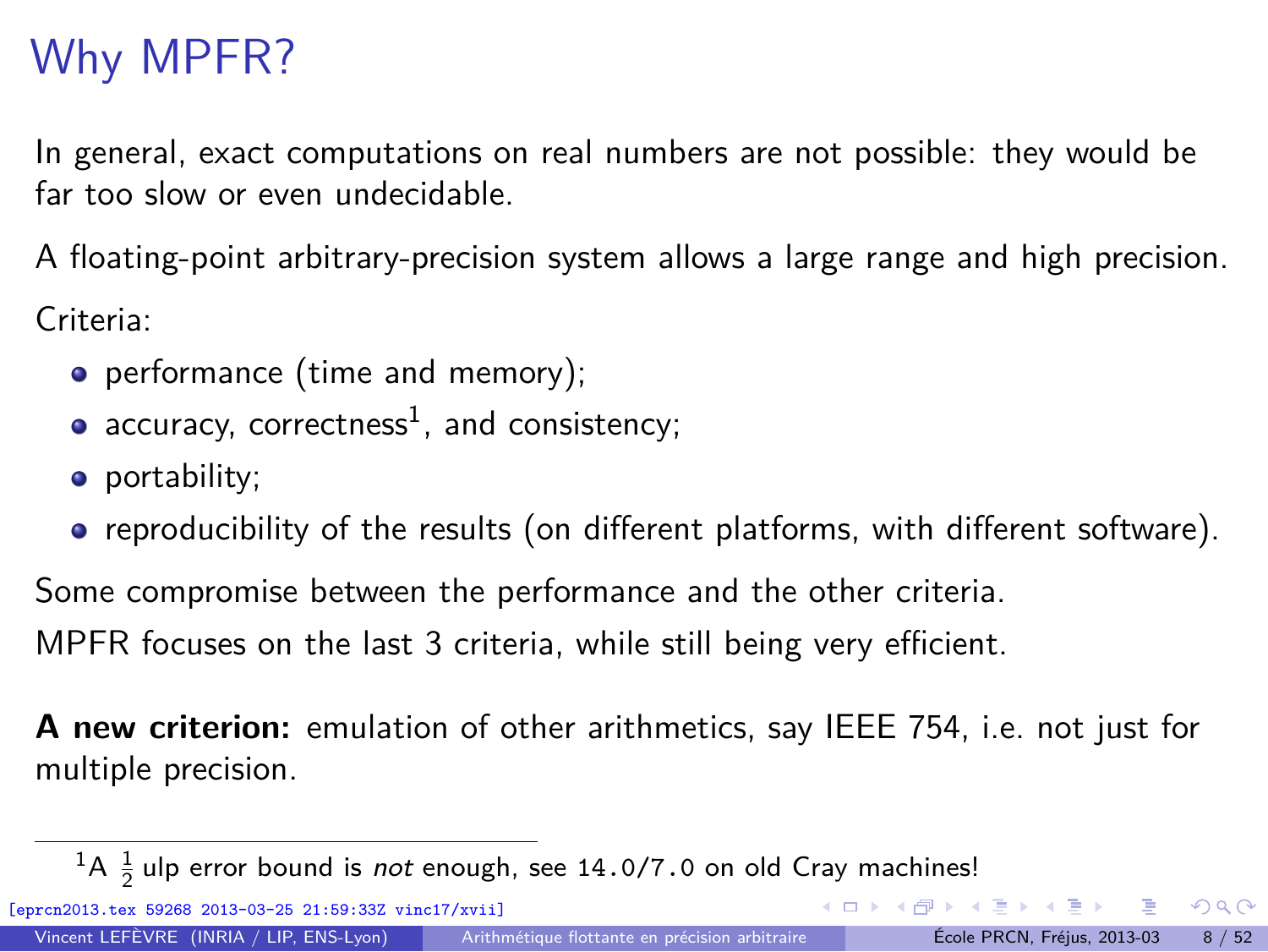# Why MPFR?

In general, exact computations on real numbers are not possible: they would be far too slow or even undecidable.

A floating-point arbitrary-precision system allows a large range and high precision.

Criteria:

- performance (time and memory);
- accuracy, correctness[1], and consistency;
- portability;
- reproducibility of the results (on different platforms, with different software).

Some compromise between the performance and the other criteria.

MPFR focuses on the last 3 criteria, while still being very efficient.

**A new criterion:** emulation of other arithmetics, say IEEE 754, i.e. not just for multiple precision.

---

[1] A $\frac{1}{2}$ ulp error bound is *not* enough, see `14.0/7.0` on old Cray machines!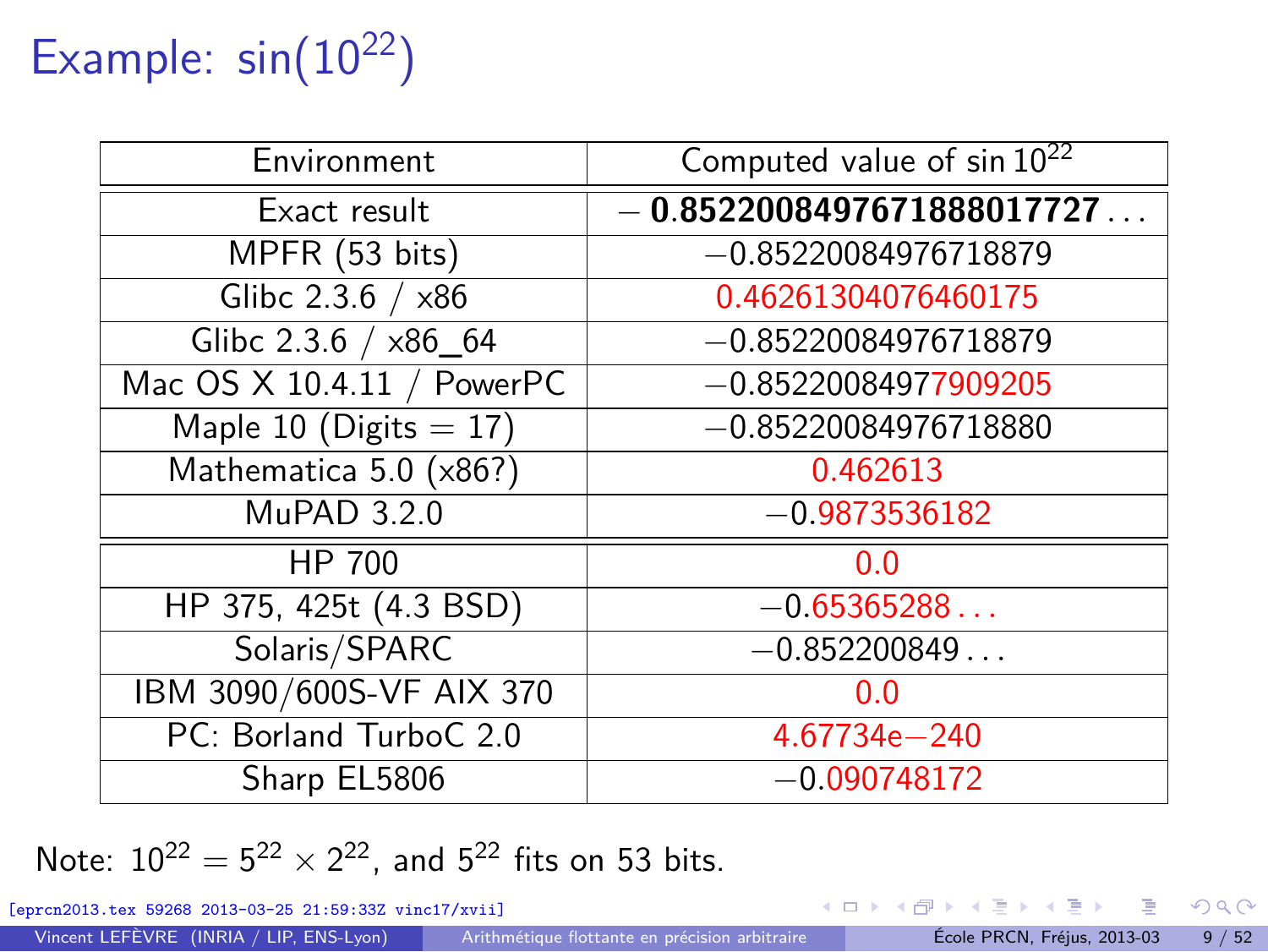# Example: $\sin(10^{22})$

| Environment | Computed value of $\sin 10^{22}$ |
|---|---|
| Exact result | **−0.8522008497671888017727**... |
| MPFR (53 bits) | −0.85220084976718879 |
| Glibc 2.3.6 / x86 | 0.46261304076460175 |
| Glibc 2.3.6 / x86_64 | −0.85220084976718879 |
| Mac OS X 10.4.11 / PowerPC | −0.85220084977909205 |
| Maple 10 (Digits = 17) | −0.85220084976718880 |
| Mathematica 5.0 (x86?) | 0.462613 |
| MuPAD 3.2.0 | −0.9873536182 |
| HP 700 | 0.0 |
| HP 375, 425t (4.3 BSD) | −0.65365288... |
| Solaris/SPARC | −0.852200849... |
| IBM 3090/600S-VF AIX 370 | 0.0 |
| PC: Borland TurboC 2.0 | 4.67734e−240 |
| Sharp EL5806 | −0.090748172 |

Note: $10^{22} = 5^{22} \times 2^{22}$, and $5^{22}$ fits on 53 bits.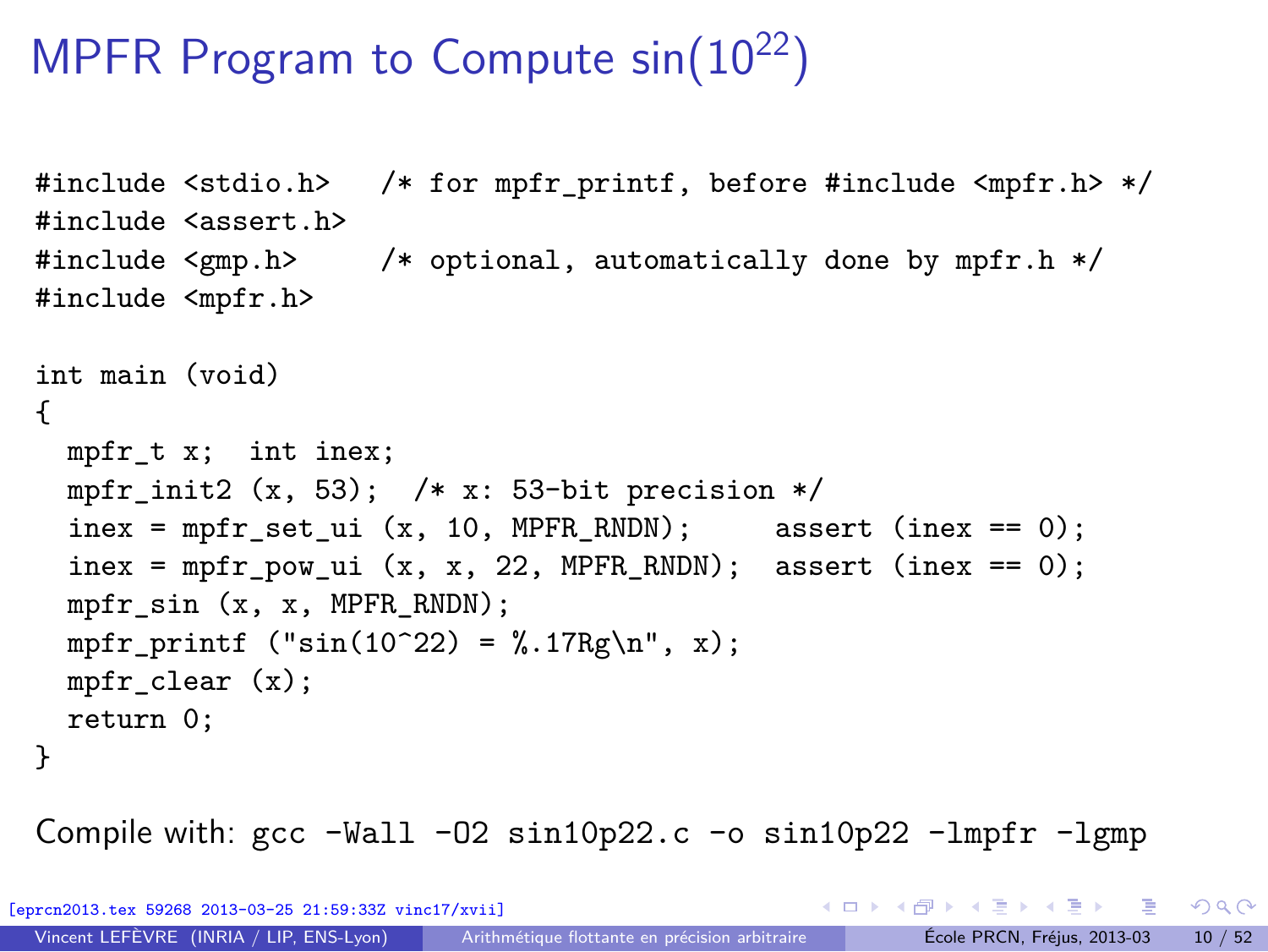# MPFR Program to Compute $\sin(10^{22})$

```c
#include <stdio.h>   /* for mpfr_printf, before #include <mpfr.h> */
#include <assert.h>
#include <gmp.h>     /* optional, automatically done by mpfr.h */
#include <mpfr.h>

int main (void)
{
  mpfr_t x;  int inex;
  mpfr_init2 (x, 53);  /* x: 53-bit precision */
  inex = mpfr_set_ui (x, 10, MPFR_RNDN);     assert (inex == 0);
  inex = mpfr_pow_ui (x, x, 22, MPFR_RNDN);  assert (inex == 0);
  mpfr_sin (x, x, MPFR_RNDN);
  mpfr_printf ("sin(10^22) = %.17Rg\n", x);
  mpfr_clear (x);
  return 0;
}
```

Compile with: `gcc -Wall -O2 sin10p22.c -o sin10p22 -lmpfr -lgmp`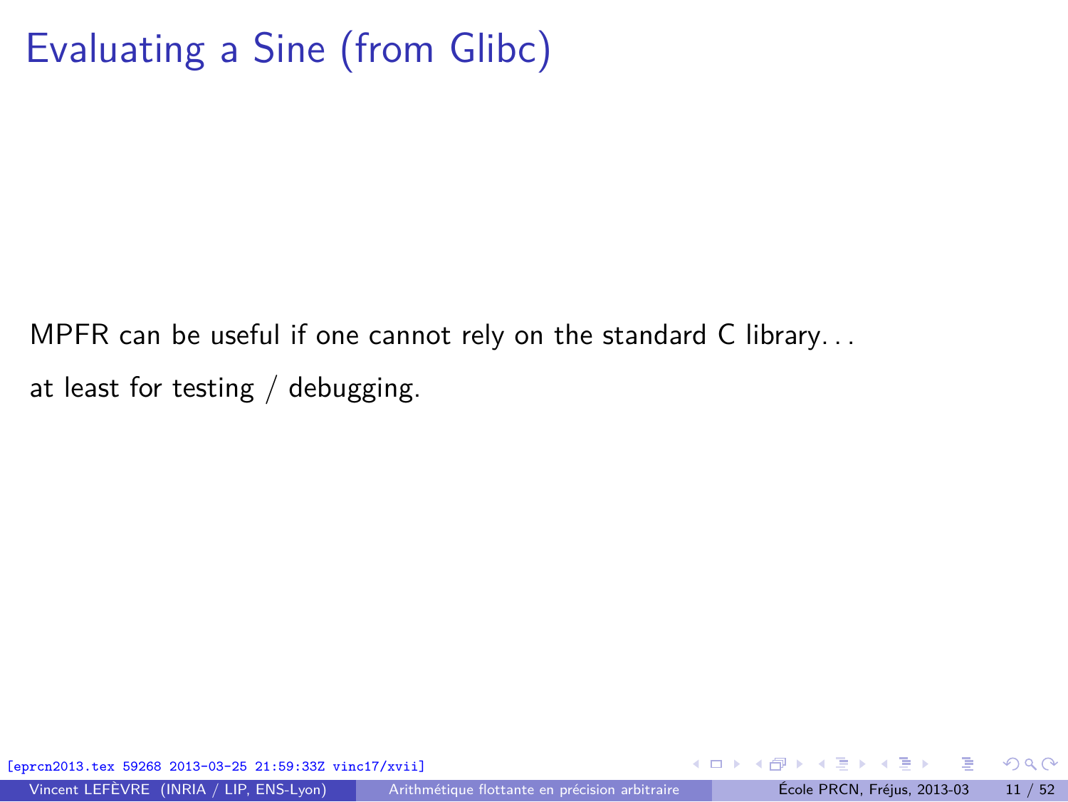# Evaluating a Sine (from Glibc)

MPFR can be useful if one cannot rely on the standard C library...

at least for testing / debugging.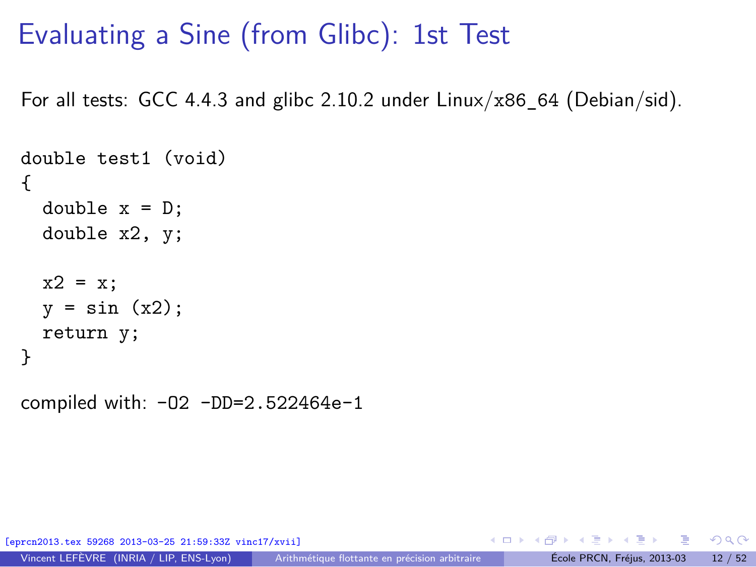# Evaluating a Sine (from Glibc): 1st Test

For all tests: GCC 4.4.3 and glibc 2.10.2 under Linux/x86_64 (Debian/sid).

```
double test1 (void)
{
  double x = D;
  double x2, y;

  x2 = x;
  y = sin (x2);
  return y;
}
```

compiled with: `-O2 -DD=2.522464e-1`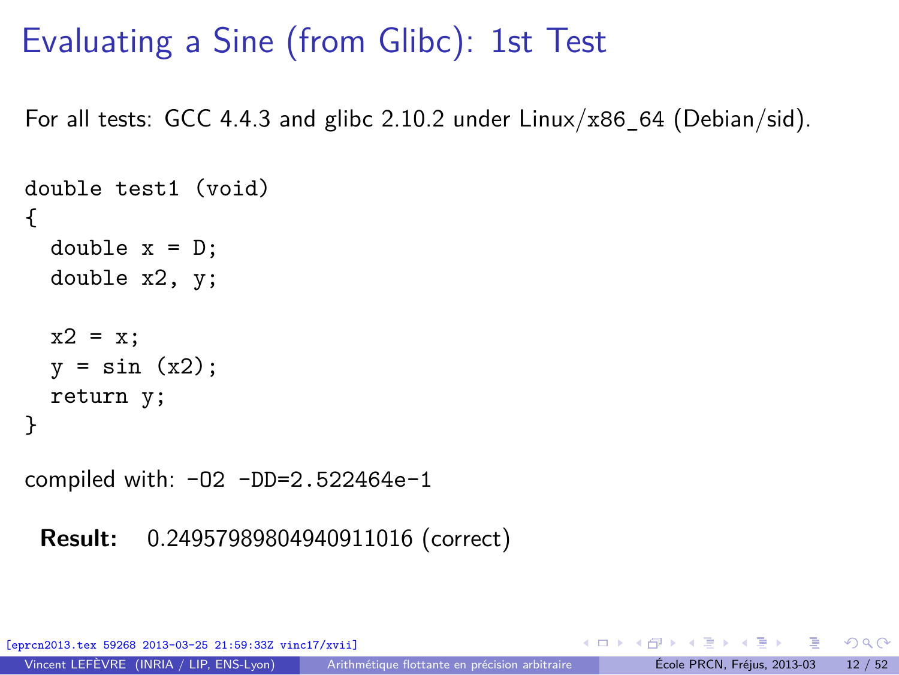# Evaluating a Sine (from Glibc): 1st Test

For all tests: GCC 4.4.3 and glibc 2.10.2 under Linux/x86_64 (Debian/sid).

```
double test1 (void)
{
  double x = D;
  double x2, y;

  x2 = x;
  y = sin (x2);
  return y;
}
```

compiled with: `-O2 -DD=2.522464e-1`

**Result:** 0.24957989804940911016 (correct)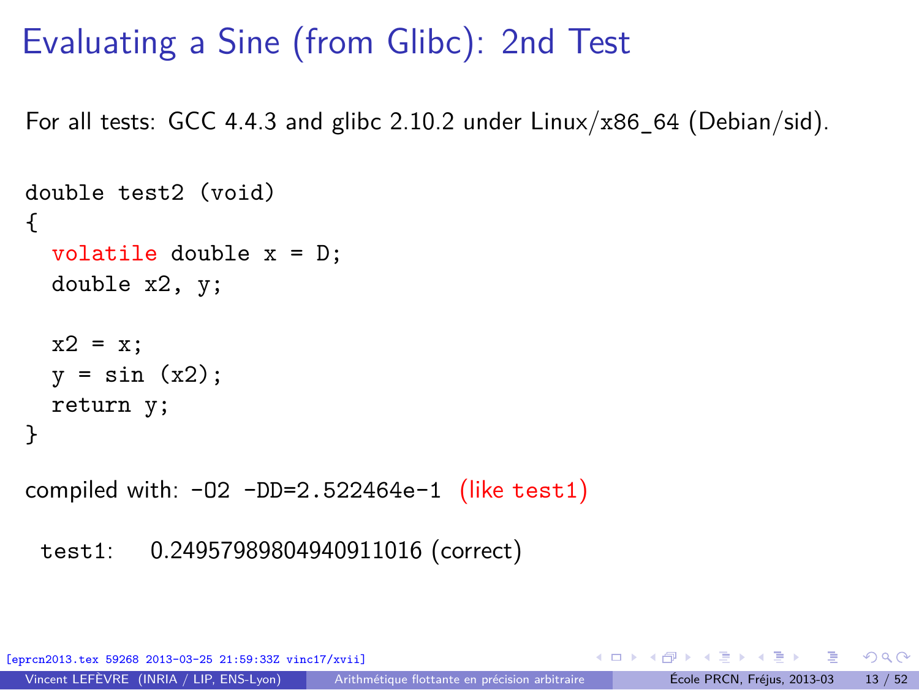# Evaluating a Sine (from Glibc): 2nd Test

For all tests: GCC 4.4.3 and glibc 2.10.2 under Linux/x86_64 (Debian/sid).

```
double test2 (void)
{
  volatile double x = D;
  double x2, y;

  x2 = x;
  y = sin (x2);
  return y;
}
```

compiled with: `-O2 -DD=2.522464e-1` (like `test1`)

`test1`: 0.24957989804940911016 (correct)

[eprcn2013.tex 59268 2013-03-25 21:59:33Z vinc17/xvii]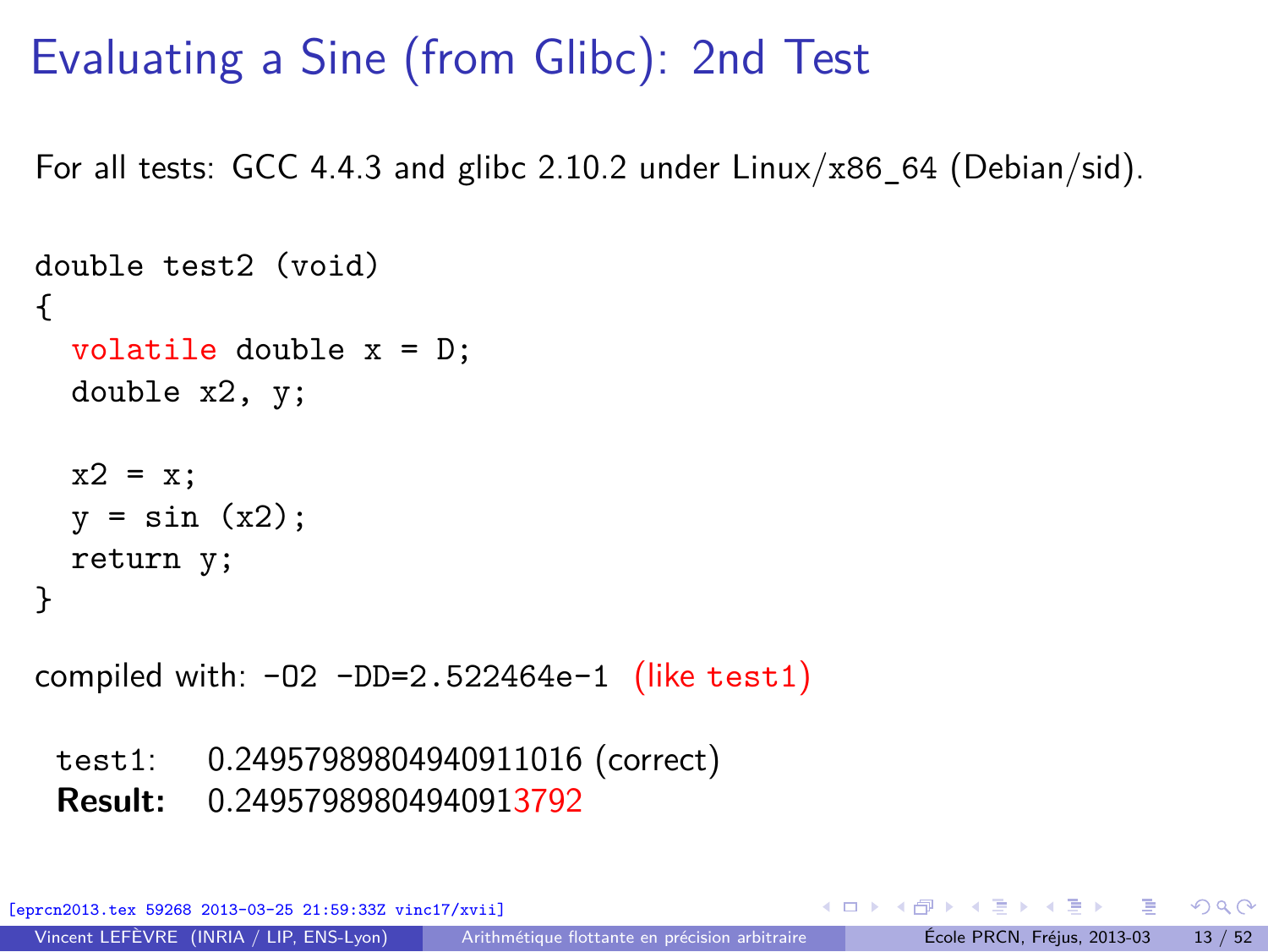# Evaluating a Sine (from Glibc): 2nd Test

For all tests: GCC 4.4.3 and glibc 2.10.2 under Linux/x86_64 (Debian/sid).

```
double test2 (void)
{
  volatile double x = D;
  double x2, y;

  x2 = x;
  y = sin (x2);
  return y;
}
```

compiled with: `-O2 -DD=2.522464e-1` (like `test1`)

| | |
|---|---|
| `test1`: | 0.24957989804940911016 (correct) |
| **Result:** | 0.24957989804940913792 |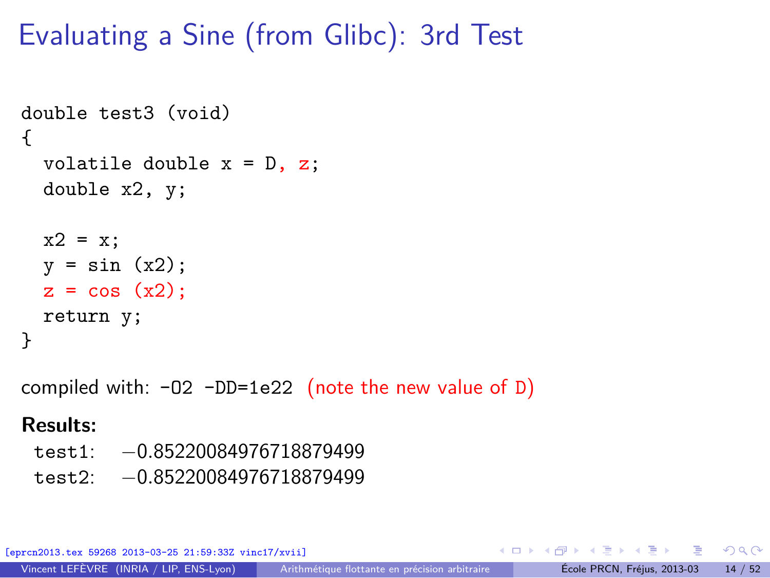# Evaluating a Sine (from Glibc): 3rd Test

```
double test3 (void)
{
  volatile double x = D, z;
  double x2, y;

  x2 = x;
  y = sin (x2);
  z = cos (x2);
  return y;
}
```

compiled with: `-O2 -DD=1e22` (note the new value of D)

**Results:**

test1: −0.8522008497671887949

test2: −0.8522008497671887949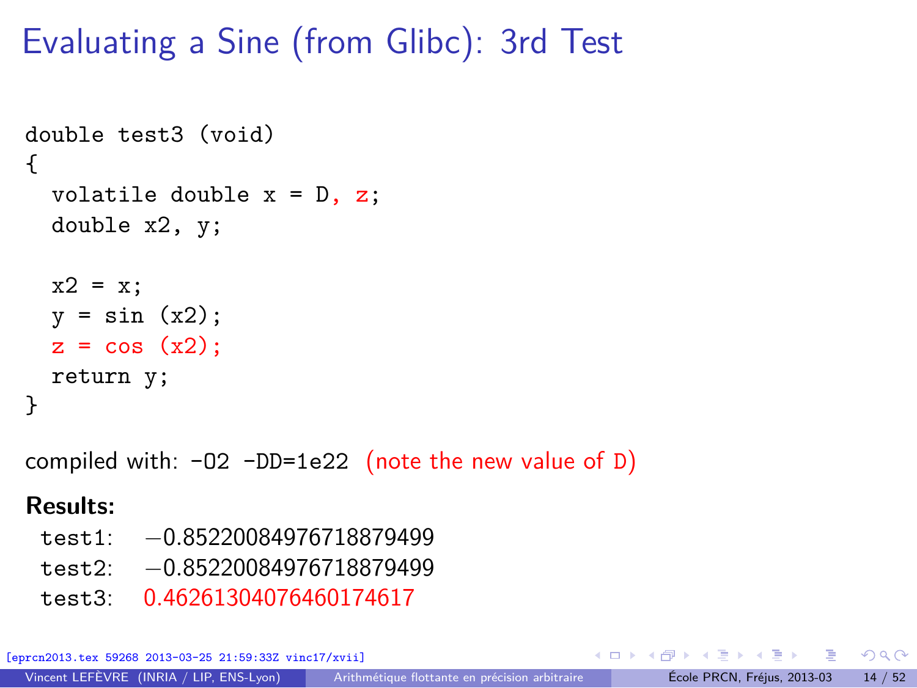# Evaluating a Sine (from Glibc): 3rd Test

```
double test3 (void)
{
  volatile double x = D, z;
  double x2, y;

  x2 = x;
  y = sin (x2);
  z = cos (x2);
  return y;
}
```

compiled with: `-O2 -DD=1e22` (note the new value of D)

**Results:**

test1: −0.85220084976718879499
test2: −0.85220084976718879499
test3: 0.46261304076460174617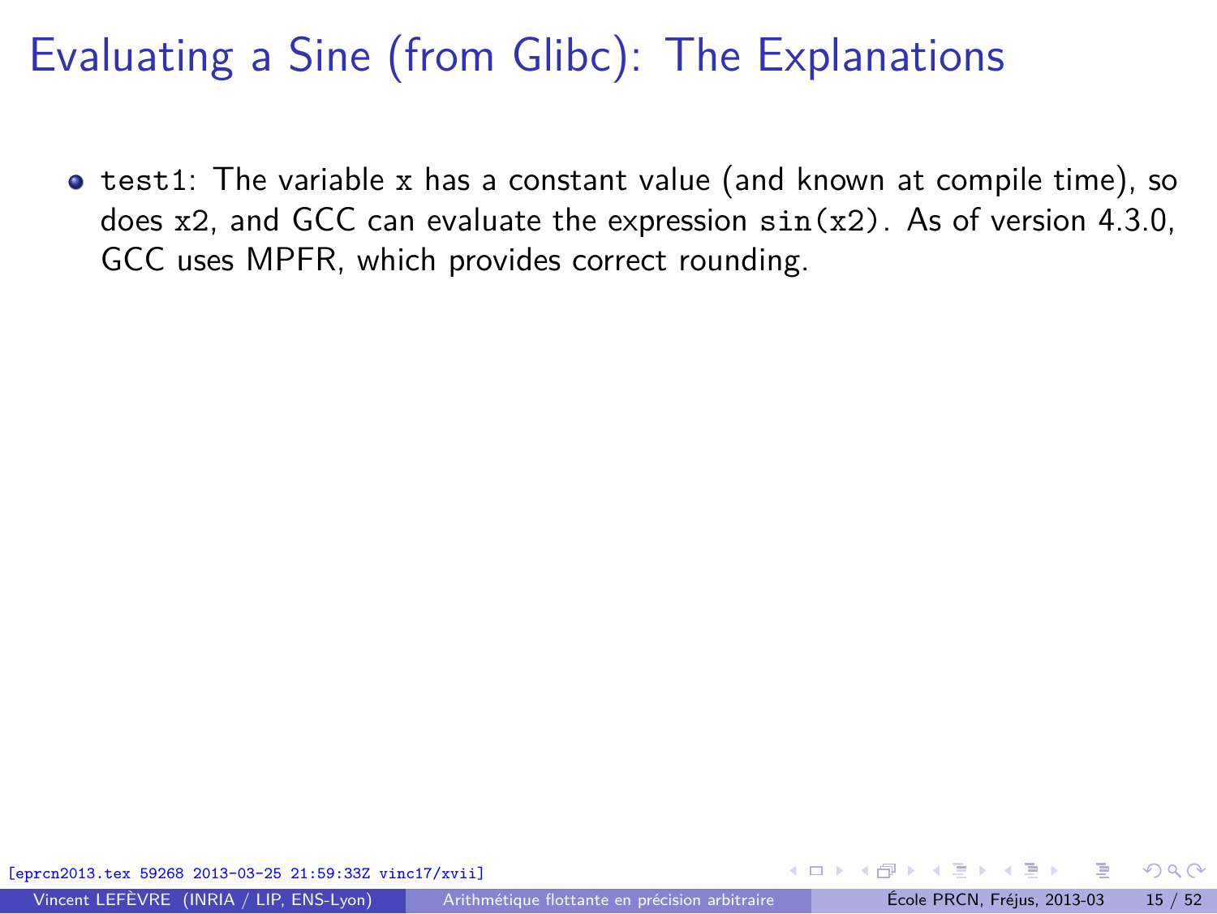# Evaluating a Sine (from Glibc): The Explanations

- `test1`: The variable `x` has a constant value (and known at compile time), so does `x2`, and GCC can evaluate the expression `sin(x2)`. As of version 4.3.0, GCC uses MPFR, which provides correct rounding.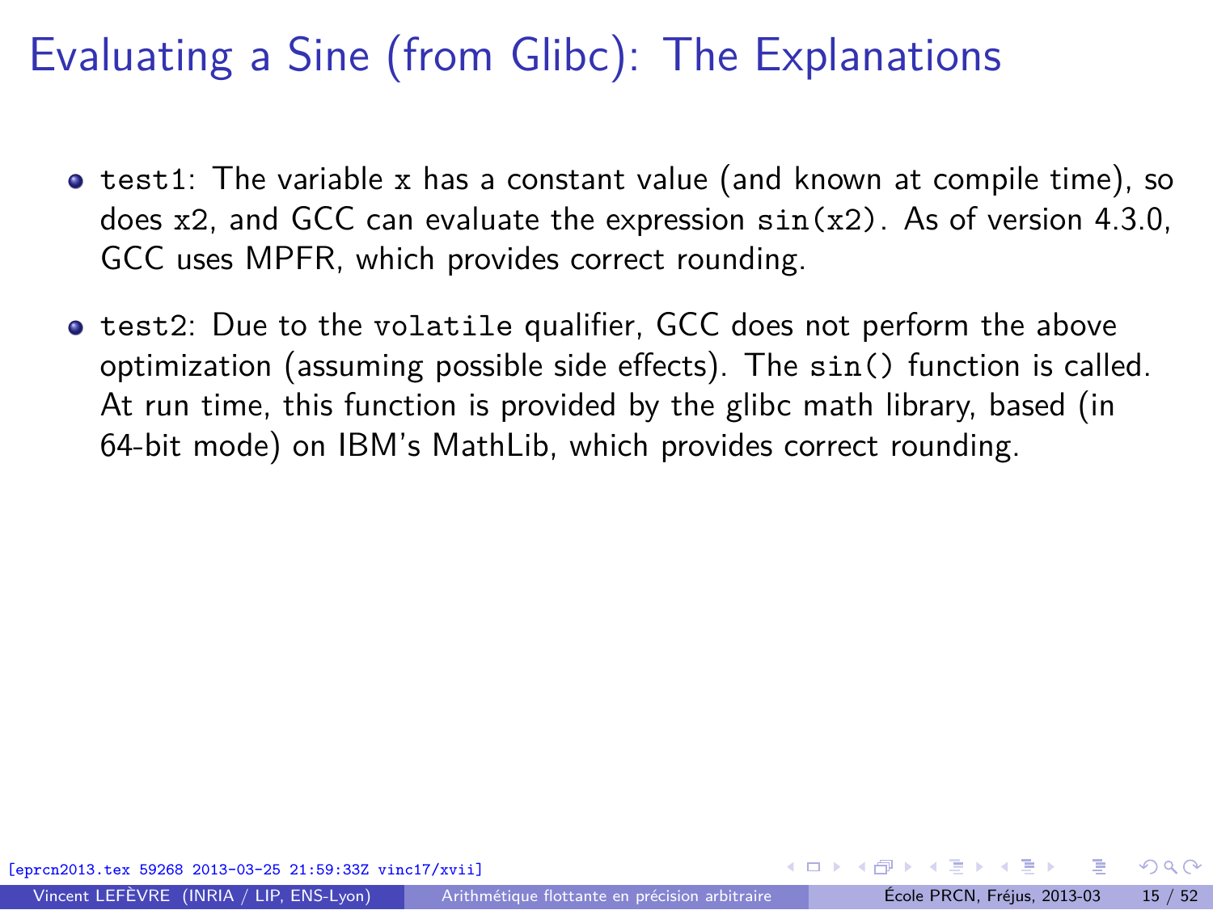# Evaluating a Sine (from Glibc): The Explanations

- `test1`: The variable `x` has a constant value (and known at compile time), so does `x2`, and GCC can evaluate the expression `sin(x2)`. As of version 4.3.0, GCC uses MPFR, which provides correct rounding.
- `test2`: Due to the `volatile` qualifier, GCC does not perform the above optimization (assuming possible side effects). The `sin()` function is called. At run time, this function is provided by the glibc math library, based (in 64-bit mode) on IBM's MathLib, which provides correct rounding.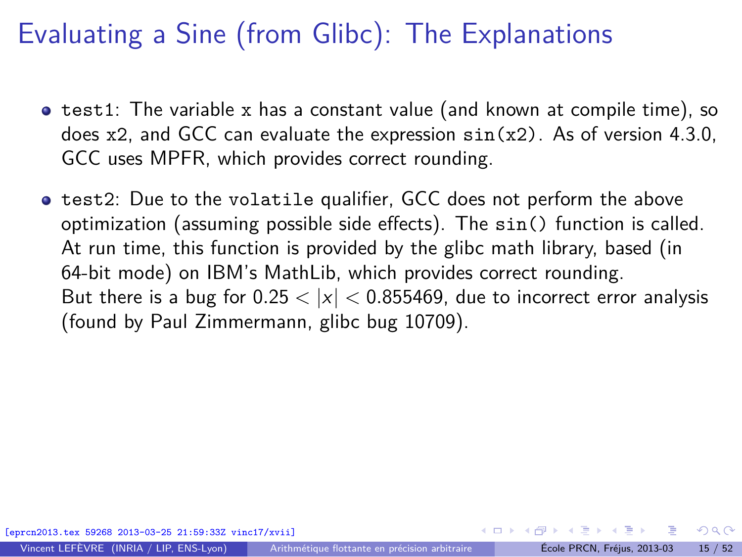# Evaluating a Sine (from Glibc): The Explanations

- `test1`: The variable `x` has a constant value (and known at compile time), so does `x2`, and GCC can evaluate the expression `sin(x2)`. As of version 4.3.0, GCC uses MPFR, which provides correct rounding.
- `test2`: Due to the `volatile` qualifier, GCC does not perform the above optimization (assuming possible side effects). The `sin()` function is called. At run time, this function is provided by the glibc math library, based (in 64-bit mode) on IBM's MathLib, which provides correct rounding. But there is a bug for $0.25 < |x| < 0.855469$, due to incorrect error analysis (found by Paul Zimmermann, glibc bug 10709).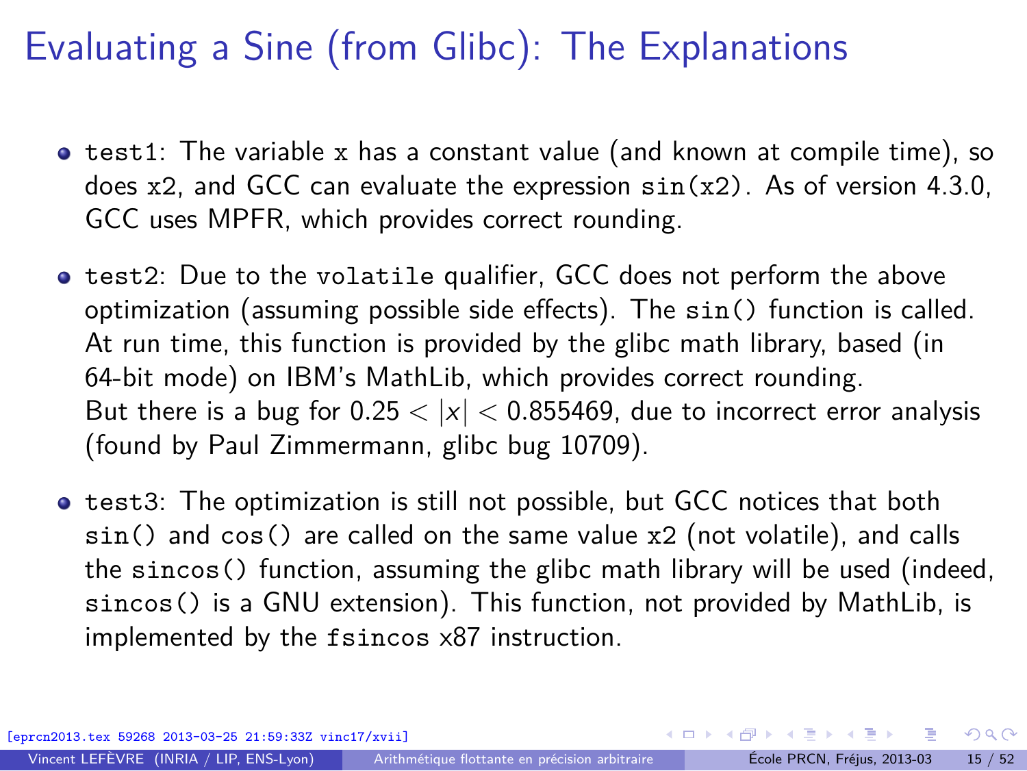# Evaluating a Sine (from Glibc): The Explanations

- `test1`: The variable `x` has a constant value (and known at compile time), so does `x2`, and GCC can evaluate the expression `sin(x2)`. As of version 4.3.0, GCC uses MPFR, which provides correct rounding.

- `test2`: Due to the `volatile` qualifier, GCC does not perform the above optimization (assuming possible side effects). The `sin()` function is called. At run time, this function is provided by the glibc math library, based (in 64-bit mode) on IBM's MathLib, which provides correct rounding.
  But there is a bug for $0.25 < |x| < 0.855469$, due to incorrect error analysis (found by Paul Zimmermann, glibc bug 10709).

- `test3`: The optimization is still not possible, but GCC notices that both `sin()` and `cos()` are called on the same value `x2` (not volatile), and calls the `sincos()` function, assuming the glibc math library will be used (indeed, `sincos()` is a GNU extension). This function, not provided by MathLib, is implemented by the `fsincos` x87 instruction.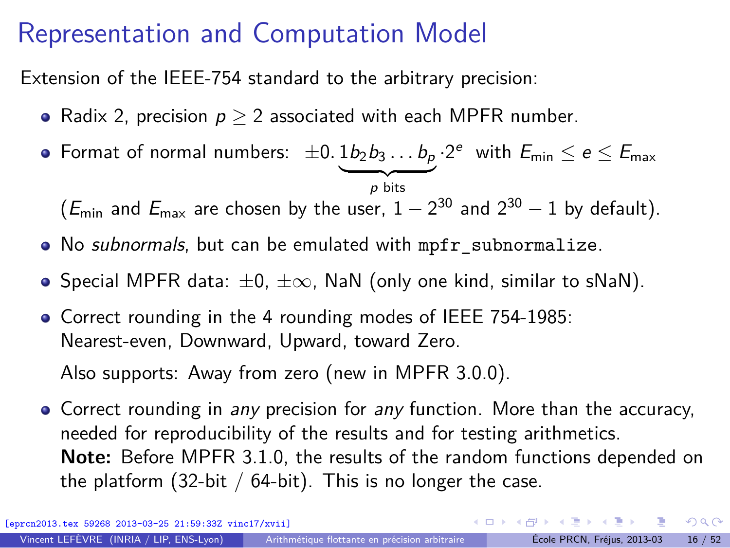# Representation and Computation Model

Extension of the IEEE-754 standard to the arbitrary precision:

- Radix 2, precision $p \geq 2$ associated with each MPFR number.
- Format of normal numbers: $\pm 0.\underbrace{1 b_2 b_3 \ldots b_p}_{p \text{ bits}} \cdot 2^e$ with $E_{\min} \leq e \leq E_{\max}$

  ($E_{\min}$ and $E_{\max}$ are chosen by the user, $1 - 2^{30}$ and $2^{30} - 1$ by default).
- No *subnormals*, but can be emulated with `mpfr_subnormalize`.
- Special MPFR data: $\pm 0$, $\pm\infty$, NaN (only one kind, similar to sNaN).
- Correct rounding in the 4 rounding modes of IEEE 754-1985: Nearest-even, Downward, Upward, toward Zero.

  Also supports: Away from zero (new in MPFR 3.0.0).
- Correct rounding in *any* precision for *any* function. More than the accuracy, needed for reproducibility of the results and for testing arithmetics.
  **Note:** Before MPFR 3.1.0, the results of the random functions depended on the platform (32-bit / 64-bit). This is no longer the case.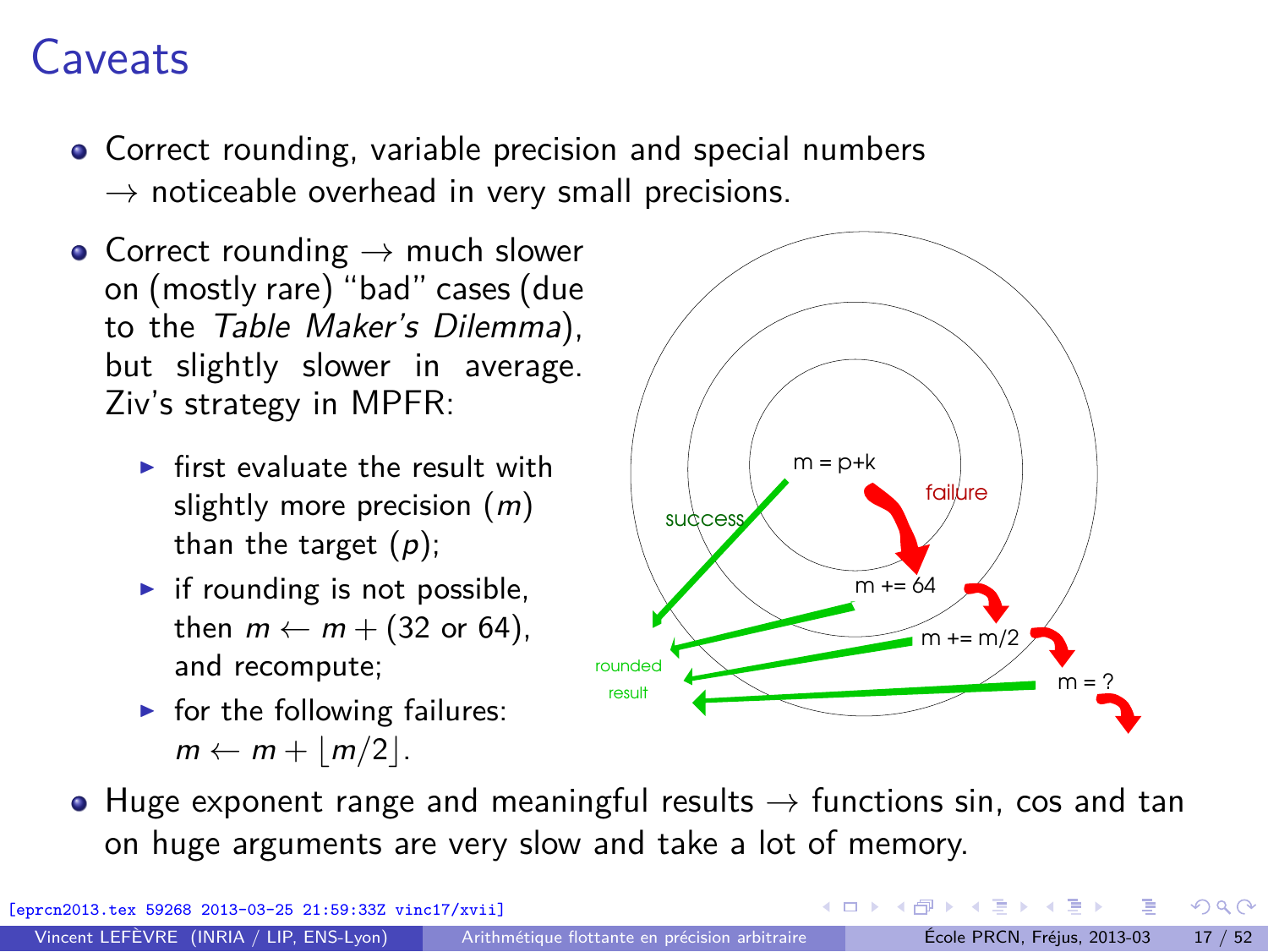# Caveats

- Correct rounding, variable precision and special numbers → noticeable overhead in very small precisions.
- Correct rounding → much slower on (mostly rare) "bad" cases (due to the *Table Maker's Dilemma*), but slightly slower in average. Ziv's strategy in MPFR:
  - first evaluate the result with slightly more precision ($m$) than the target ($p$);
  - if rounding is not possible, then $m \leftarrow m + (32 \text{ or } 64)$, and recompute;
  - for the following failures: $m \leftarrow m + \lfloor m/2 \rfloor$.
- Huge exponent range and meaningful results → functions sin, cos and tan on huge arguments are very slow and take a lot of memory.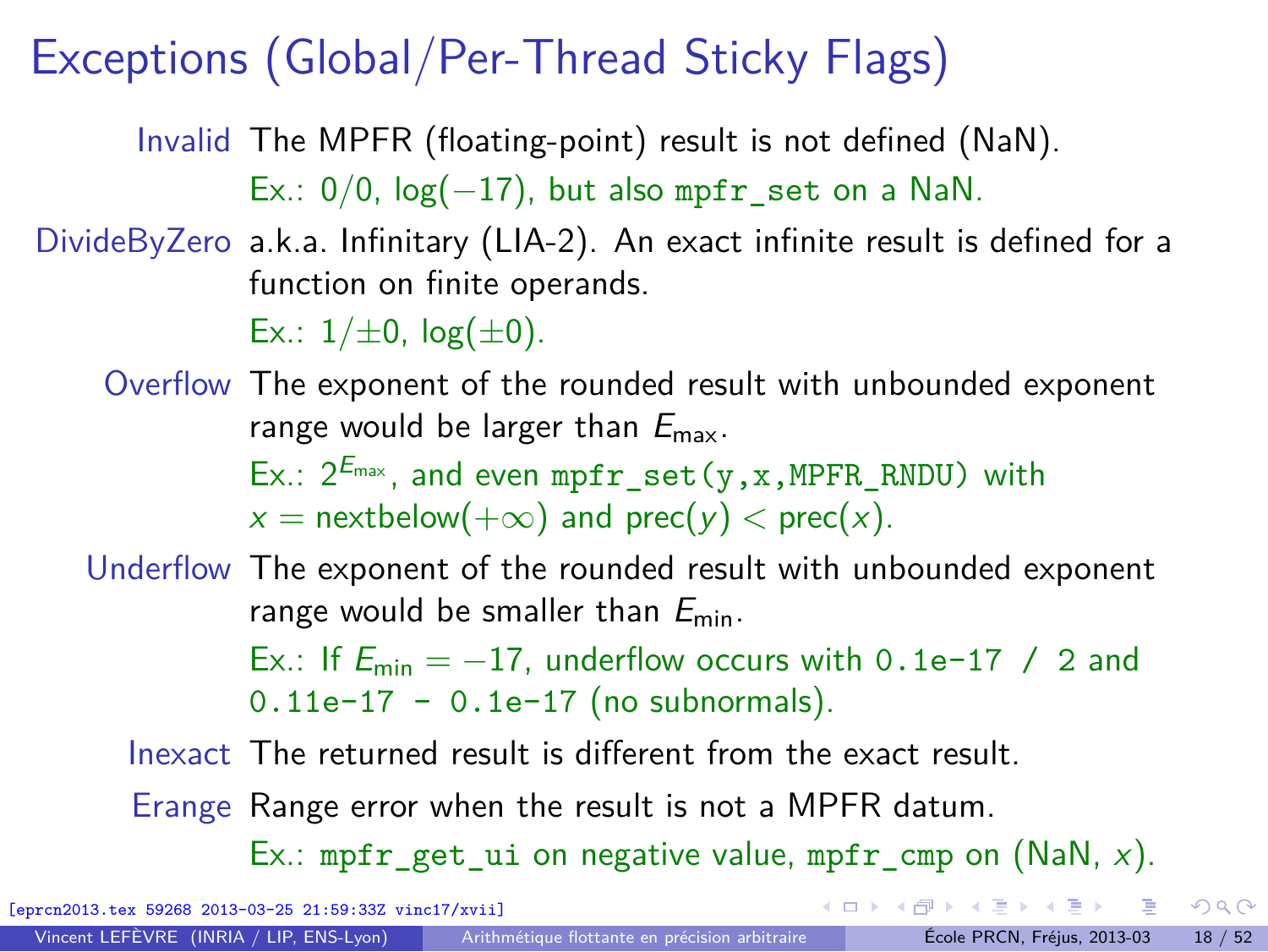# Exceptions (Global/Per-Thread Sticky Flags)

**Invalid** The MPFR (floating-point) result is not defined (NaN).
Ex.: $0/0$, $\log(-17)$, but also `mpfr_set` on a NaN.

**DivideByZero** a.k.a. Infinitary (LIA-2). An exact infinite result is defined for a function on finite operands.
Ex.: $1/\pm 0$, $\log(\pm 0)$.

**Overflow** The exponent of the rounded result with unbounded exponent range would be larger than $E_{\max}$.
Ex.: $2^{E_{\max}}$, and even `mpfr_set(y,x,MPFR_RNDU)` with $x = \text{nextbelow}(+\infty)$ and $\text{prec}(y) < \text{prec}(x)$.

**Underflow** The exponent of the rounded result with unbounded exponent range would be smaller than $E_{\min}$.
Ex.: If $E_{\min} = -17$, underflow occurs with `0.1e-17 / 2` and `0.11e-17 - 0.1e-17` (no subnormals).

**Inexact** The returned result is different from the exact result.

**Erange** Range error when the result is not a MPFR datum.
Ex.: `mpfr_get_ui` on negative value, `mpfr_cmp` on (NaN, $x$).

[eprcn2013.tex 59268 2013-03-25 21:59:33Z vinc17/xvii]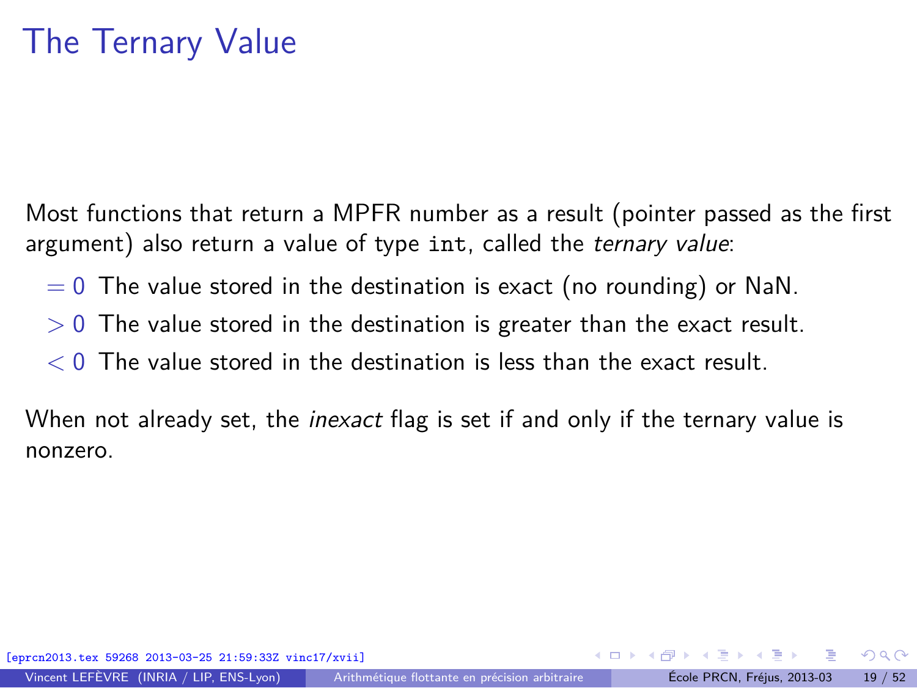# The Ternary Value

Most functions that return a MPFR number as a result (pointer passed as the first argument) also return a value of type `int`, called the *ternary value*:

- $= 0$ The value stored in the destination is exact (no rounding) or NaN.
- $> 0$ The value stored in the destination is greater than the exact result.
- $< 0$ The value stored in the destination is less than the exact result.

When not already set, the *inexact* flag is set if and only if the ternary value is nonzero.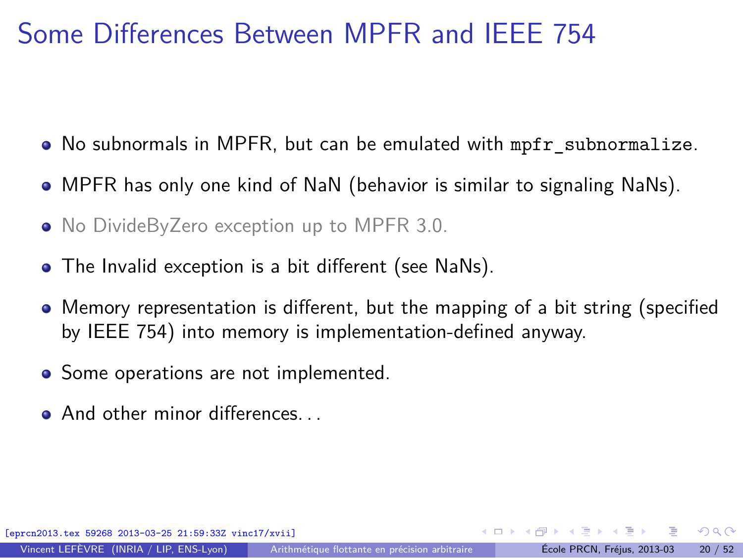# Some Differences Between MPFR and IEEE 754

- No subnormals in MPFR, but can be emulated with `mpfr_subnormalize`.
- MPFR has only one kind of NaN (behavior is similar to signaling NaNs).
- No DivideByZero exception up to MPFR 3.0.
- The Invalid exception is a bit different (see NaNs).
- Memory representation is different, but the mapping of a bit string (specified by IEEE 754) into memory is implementation-defined anyway.
- Some operations are not implemented.
- And other minor differences...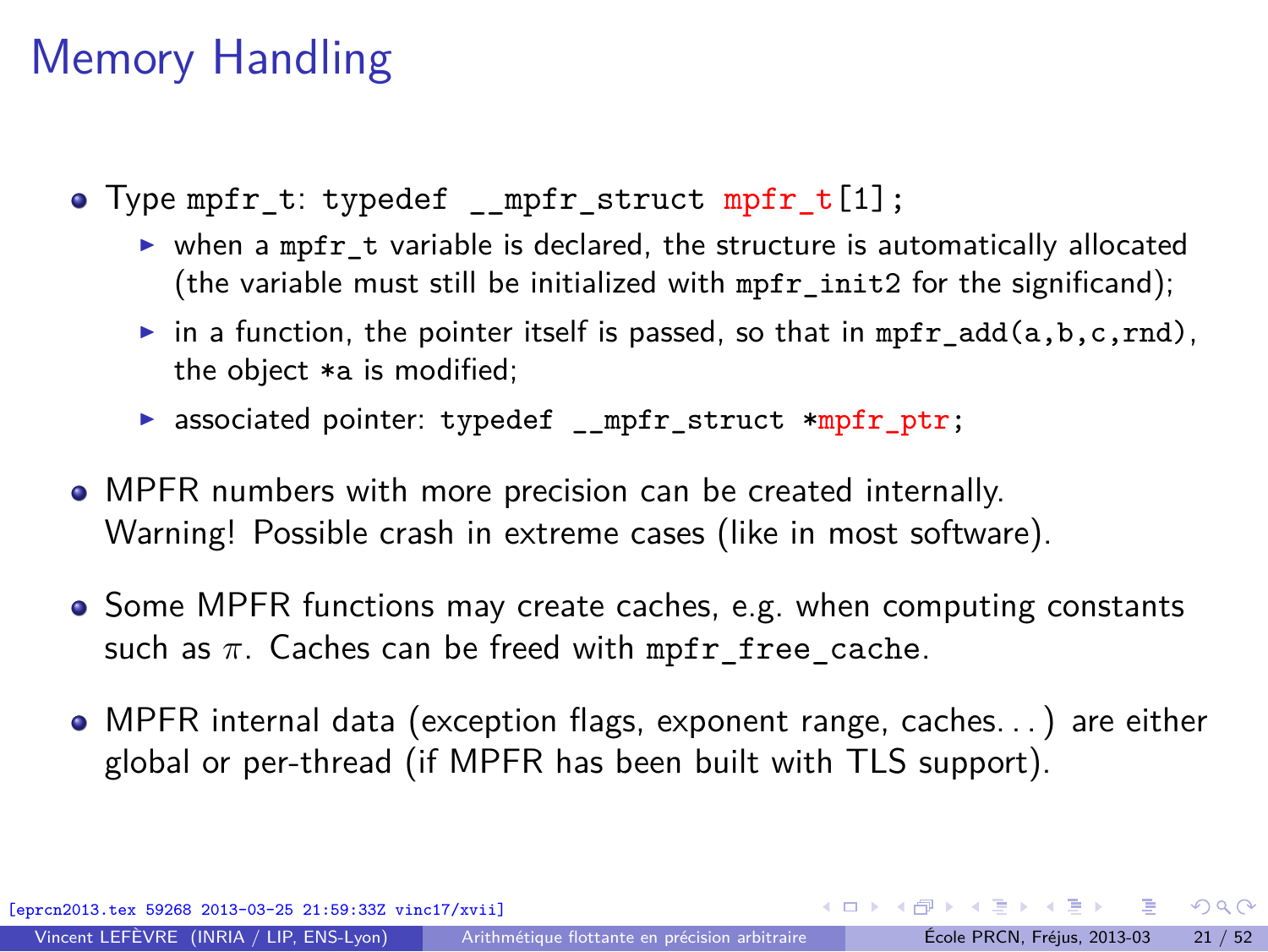# Memory Handling

- Type `mpfr_t`: `typedef __mpfr_struct mpfr_t[1];`
  - when a `mpfr_t` variable is declared, the structure is automatically allocated (the variable must still be initialized with `mpfr_init2` for the significand);
  - in a function, the pointer itself is passed, so that in `mpfr_add(a,b,c,rnd)`, the object `*a` is modified;
  - associated pointer: `typedef __mpfr_struct *mpfr_ptr;`
- MPFR numbers with more precision can be created internally. Warning! Possible crash in extreme cases (like in most software).
- Some MPFR functions may create caches, e.g. when computing constants such as $\pi$. Caches can be freed with `mpfr_free_cache`.
- MPFR internal data (exception flags, exponent range, caches. . . ) are either global or per-thread (if MPFR has been built with TLS support).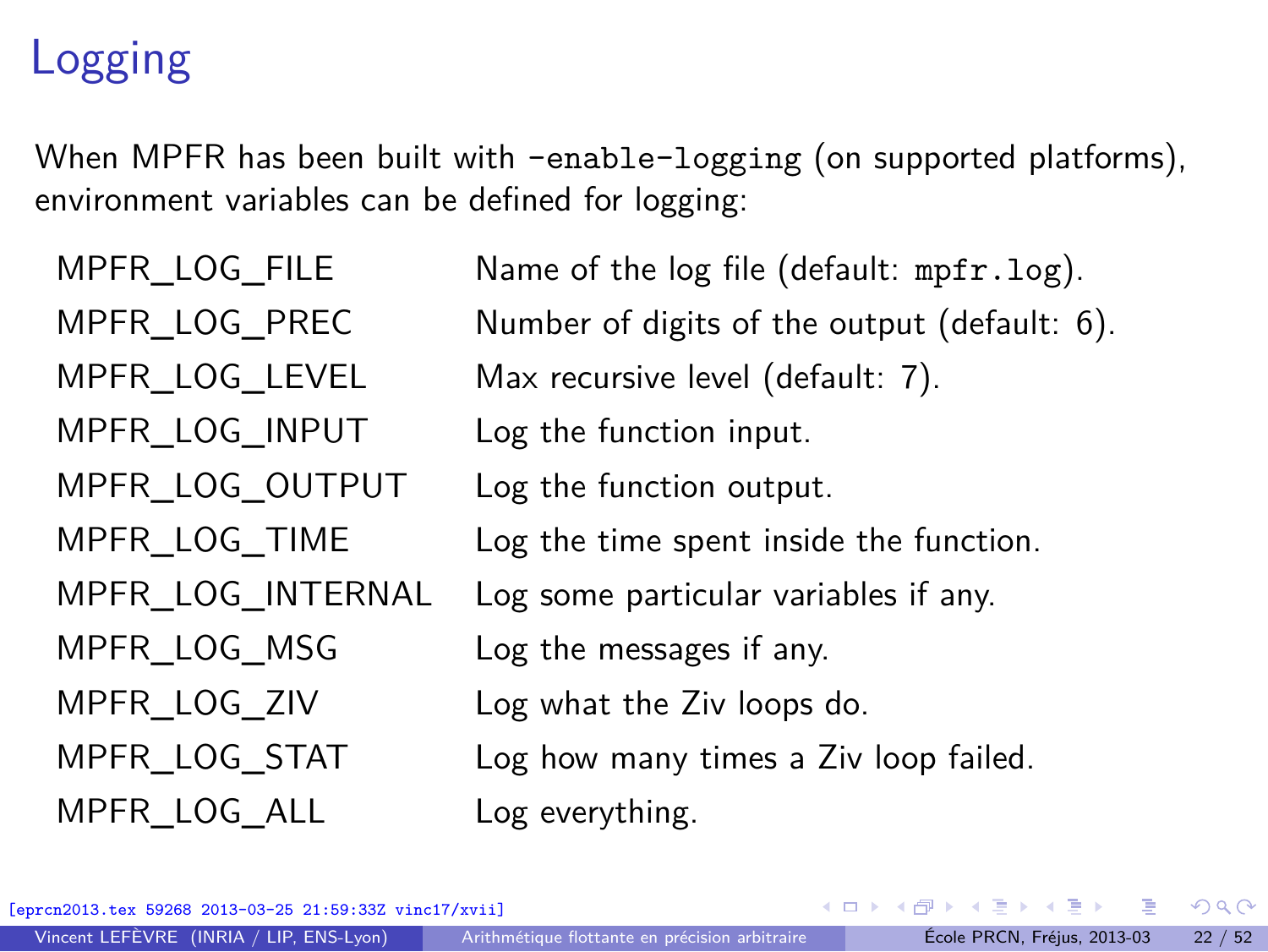# Logging

When MPFR has been built with `-enable-logging` (on supported platforms), environment variables can be defined for logging:

| | |
|---|---|
| MPFR_LOG_FILE | Name of the log file (default: `mpfr.log`). |
| MPFR_LOG_PREC | Number of digits of the output (default: 6). |
| MPFR_LOG_LEVEL | Max recursive level (default: 7). |
| MPFR_LOG_INPUT | Log the function input. |
| MPFR_LOG_OUTPUT | Log the function output. |
| MPFR_LOG_TIME | Log the time spent inside the function. |
| MPFR_LOG_INTERNAL | Log some particular variables if any. |
| MPFR_LOG_MSG | Log the messages if any. |
| MPFR_LOG_ZIV | Log what the Ziv loops do. |
| MPFR_LOG_STAT | Log how many times a Ziv loop failed. |
| MPFR_LOG_ALL | Log everything. |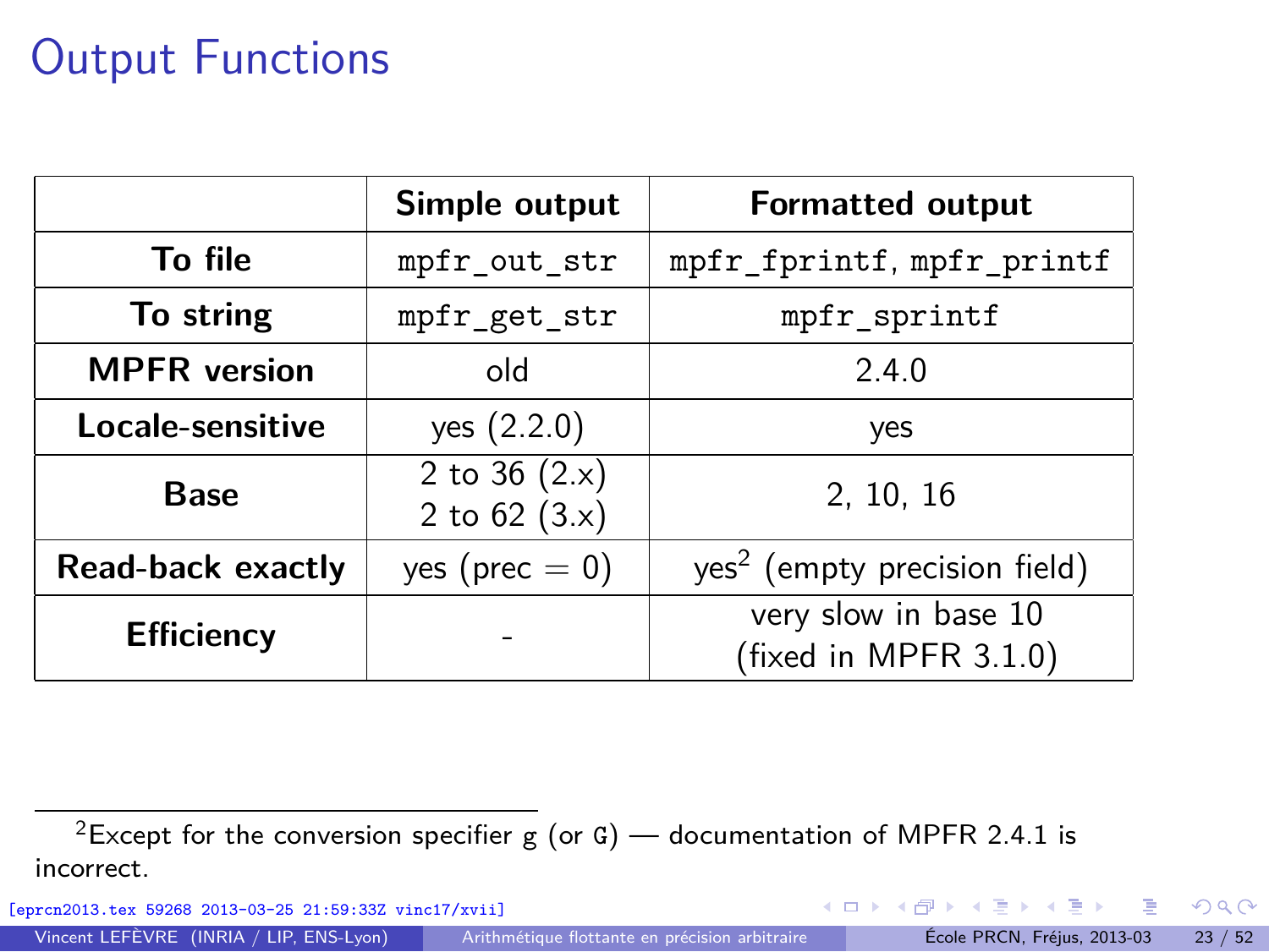# Output Functions

| | **Simple output** | **Formatted output** |
|---|---|---|
| **To file** | `mpfr_out_str` | `mpfr_fprintf`, `mpfr_printf` |
| **To string** | `mpfr_get_str` | `mpfr_sprintf` |
| **MPFR version** | old | 2.4.0 |
| **Locale-sensitive** | yes (2.2.0) | yes |
| **Base** | 2 to 36 (2.x)<br>2 to 62 (3.x) | 2, 10, 16 |
| **Read-back exactly** | yes (prec = 0) | yes[2] (empty precision field) |
| **Efficiency** | - | very slow in base 10<br>(fixed in MPFR 3.1.0) |

[2] Except for the conversion specifier `g` (or `G`) — documentation of MPFR 2.4.1 is incorrect.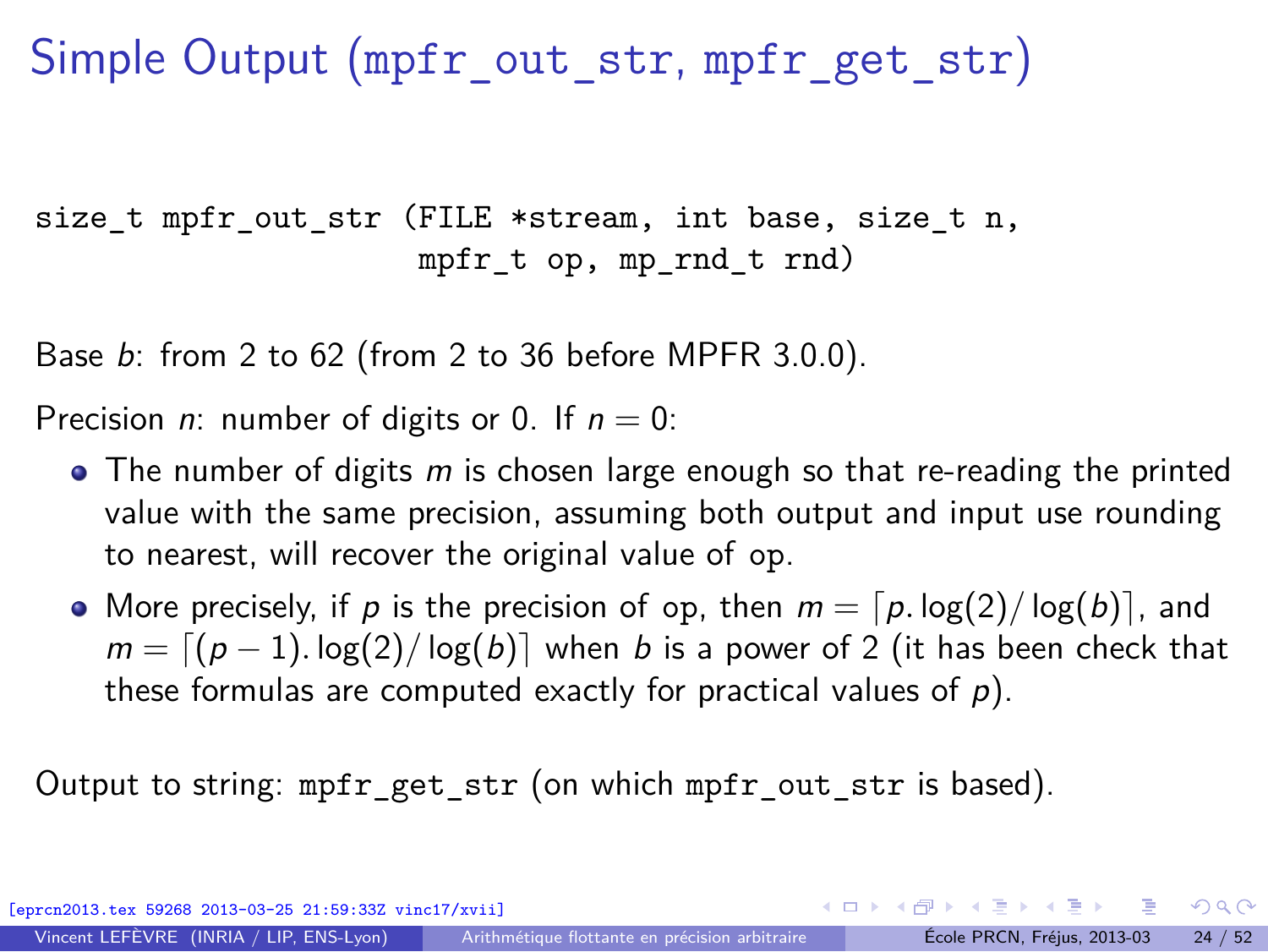# Simple Output (mpfr_out_str, mpfr_get_str)

```
size_t mpfr_out_str (FILE *stream, int base, size_t n,
                     mpfr_t op, mp_rnd_t rnd)
```

Base $b$: from 2 to 62 (from 2 to 36 before MPFR 3.0.0).

Precision $n$: number of digits or 0. If $n = 0$:

- The number of digits $m$ is chosen large enough so that re-reading the printed value with the same precision, assuming both output and input use rounding to nearest, will recover the original value of op.
- More precisely, if $p$ is the precision of op, then $m = \lceil p.\log(2)/\log(b) \rceil$, and $m = \lceil (p-1).\log(2)/\log(b) \rceil$ when $b$ is a power of 2 (it has been check that these formulas are computed exactly for practical values of $p$).

Output to string: mpfr_get_str (on which mpfr_out_str is based).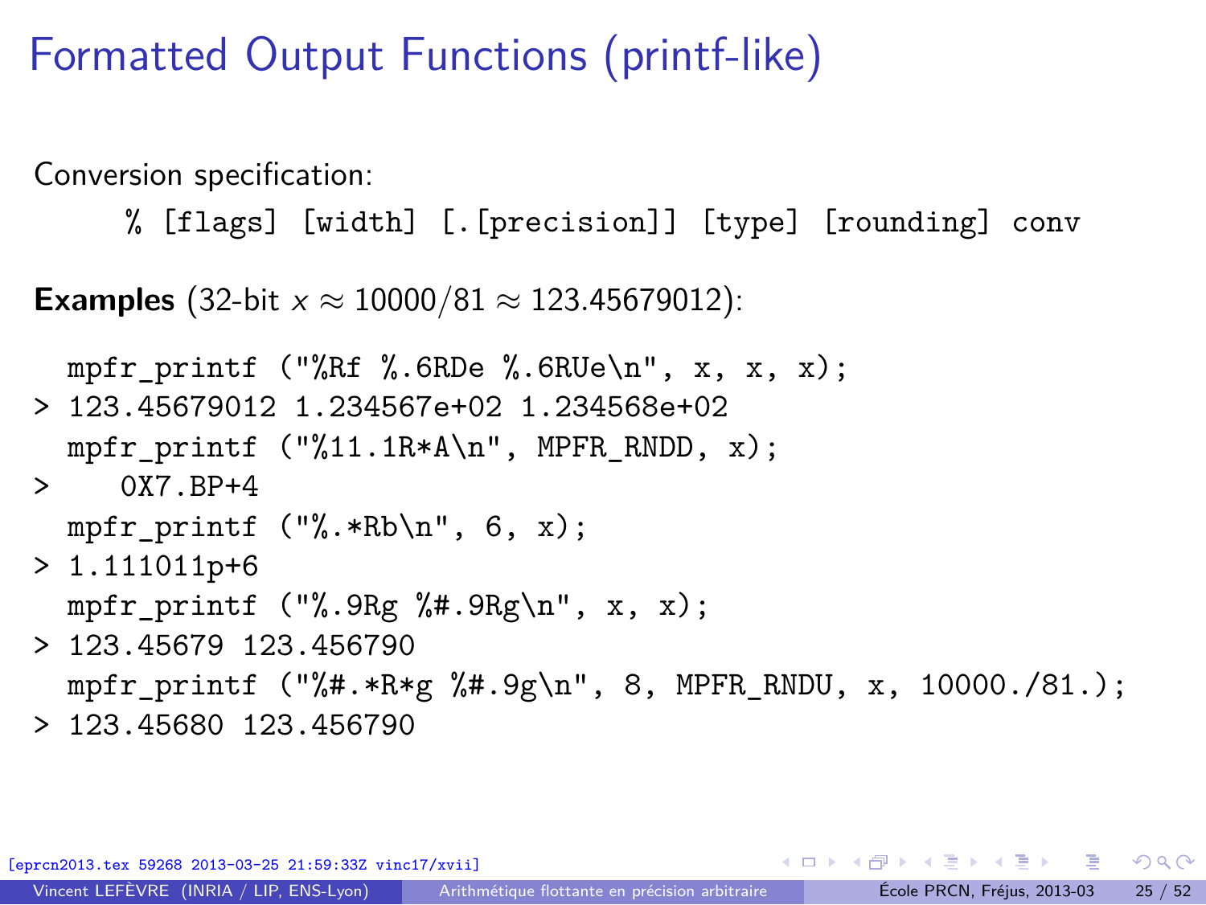# Formatted Output Functions (printf-like)

Conversion specification:

```
% [flags] [width] [.[precision]] [type] [rounding] conv
```

**Examples** (32-bit $x \approx 10000/81 \approx 123.45679012$):

```
  mpfr_printf ("%Rf %.6RDe %.6RUe\n", x, x, x);
> 123.45679012 1.234567e+02 1.234568e+02
  mpfr_printf ("%11.1R*A\n", MPFR_RNDD, x);
>    0X7.BP+4
  mpfr_printf ("%.*Rb\n", 6, x);
> 1.111011p+6
  mpfr_printf ("%.9Rg %#.9Rg\n", x, x);
> 123.45679 123.456790
  mpfr_printf ("%#.*R*g %#.9g\n", 8, MPFR_RNDU, x, 10000./81.);
> 123.45680 123.456790
```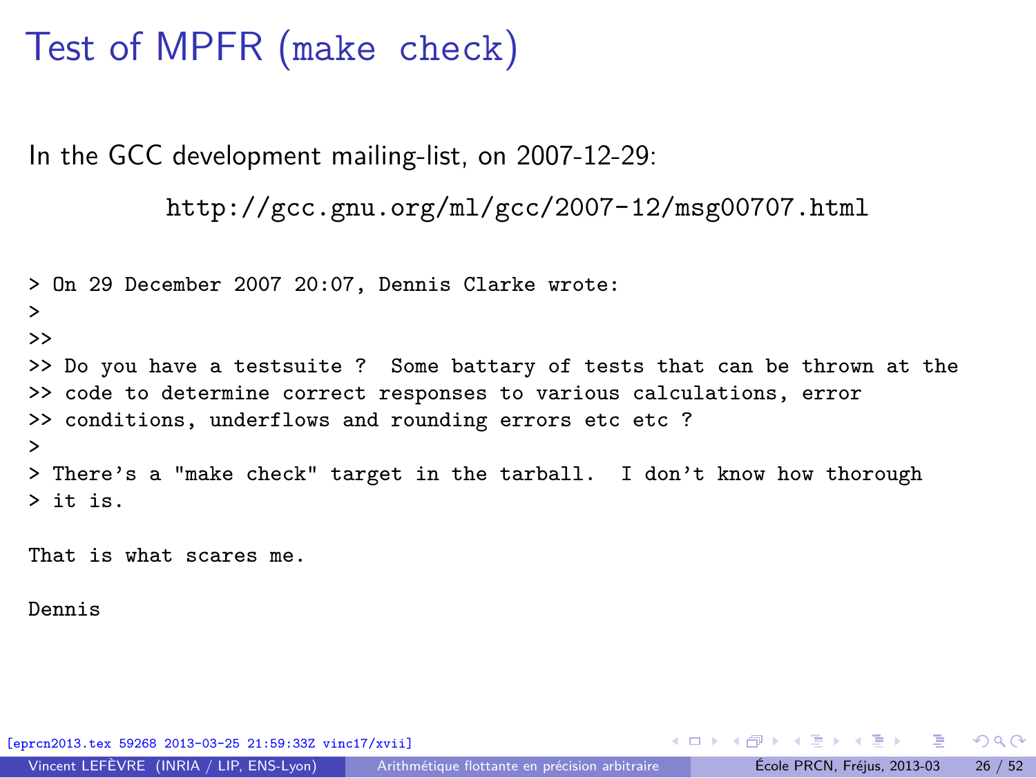# Test of MPFR (`make check`)

In the GCC development mailing-list, on 2007-12-29:

http://gcc.gnu.org/ml/gcc/2007-12/msg00707.html

```
> On 29 December 2007 20:07, Dennis Clarke wrote:
>
>>
>> Do you have a testsuite ?  Some battary of tests that can be thrown at the
>> code to determine correct responses to various calculations, error
>> conditions, underflows and rounding errors etc etc ?
>
> There's a "make check" target in the tarball.  I don't know how thorough
> it is.

That is what scares me.

Dennis
```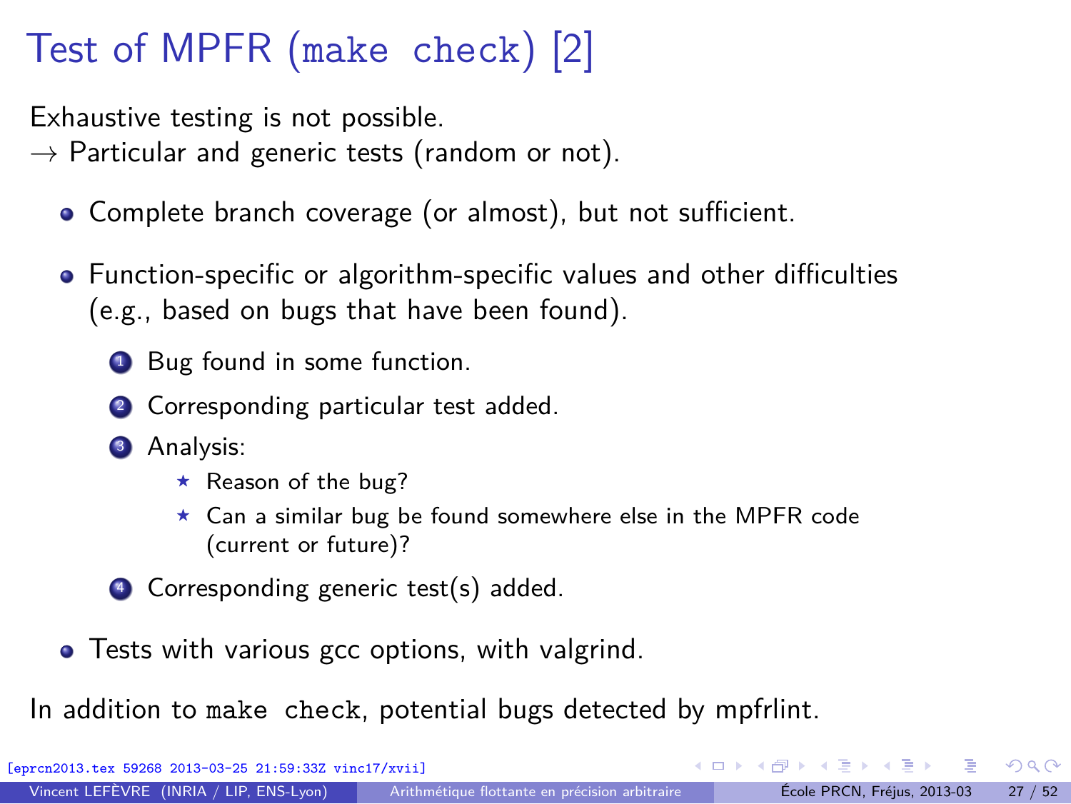# Test of MPFR (`make check`) [2]

Exhaustive testing is not possible.
→ Particular and generic tests (random or not).

- Complete branch coverage (or almost), but not sufficient.
- Function-specific or algorithm-specific values and other difficulties (e.g., based on bugs that have been found).
  1. Bug found in some function.
  2. Corresponding particular test added.
  3. Analysis:
     - Reason of the bug?
     - Can a similar bug be found somewhere else in the MPFR code (current or future)?
  4. Corresponding generic test(s) added.
- Tests with various gcc options, with valgrind.

In addition to `make check`, potential bugs detected by mpfrlint.

[eprcn2013.tex 59268 2013-03-25 21:59:33Z vinc17/xvii]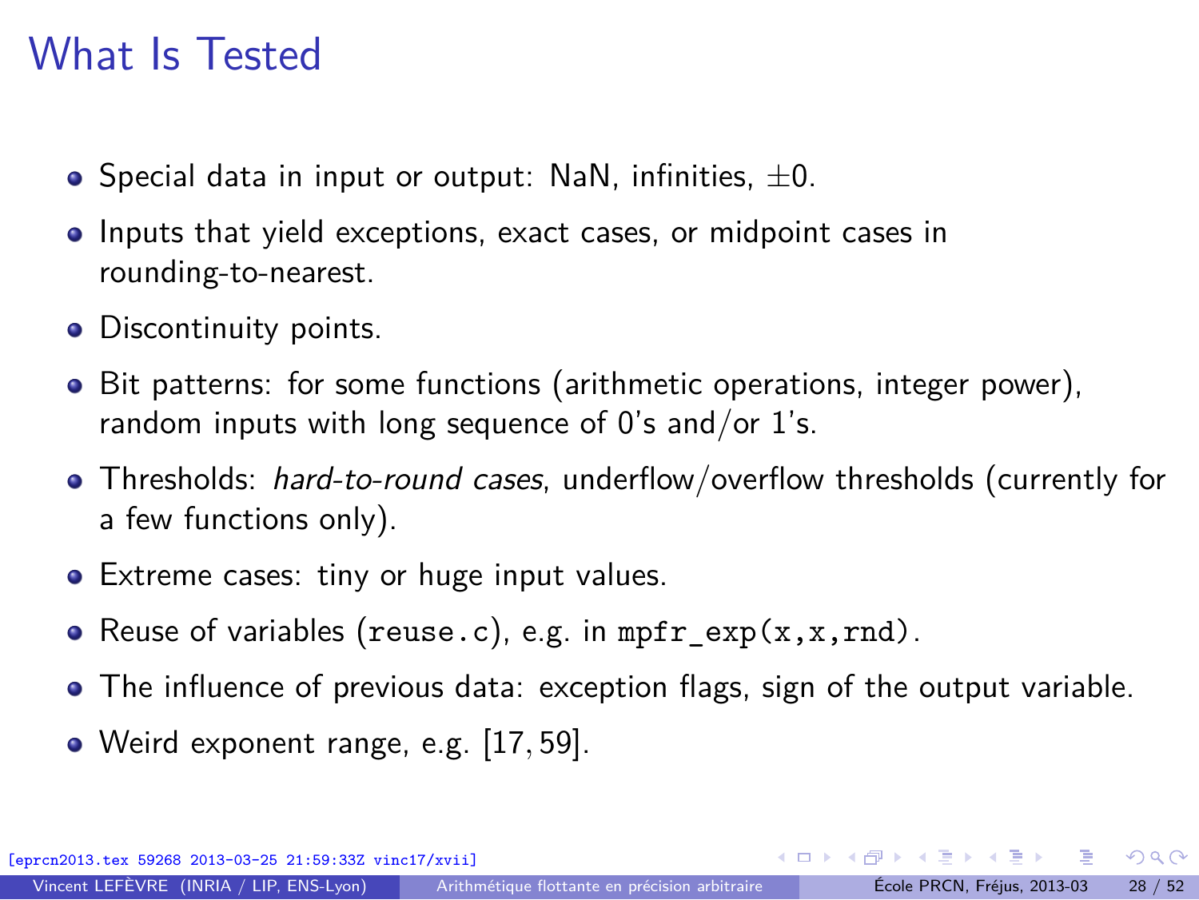# What Is Tested

- Special data in input or output: NaN, infinities, $\pm 0$.
- Inputs that yield exceptions, exact cases, or midpoint cases in rounding-to-nearest.
- Discontinuity points.
- Bit patterns: for some functions (arithmetic operations, integer power), random inputs with long sequence of 0's and/or 1's.
- Thresholds: *hard-to-round cases*, underflow/overflow thresholds (currently for a few functions only).
- Extreme cases: tiny or huge input values.
- Reuse of variables (`reuse.c`), e.g. in `mpfr_exp(x,x,rnd)`.
- The influence of previous data: exception flags, sign of the output variable.
- Weird exponent range, e.g. $[17, 59]$.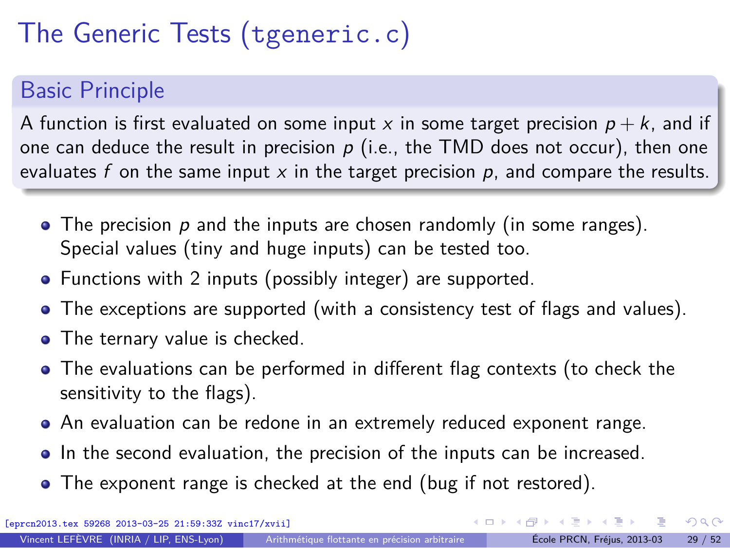# The Generic Tests (`tgeneric.c`)

## Basic Principle

A function is first evaluated on some input $x$ in some target precision $p + k$, and if one can deduce the result in precision $p$ (i.e., the TMD does not occur), then one evaluates $f$ on the same input $x$ in the target precision $p$, and compare the results.

- The precision $p$ and the inputs are chosen randomly (in some ranges). Special values (tiny and huge inputs) can be tested too.
- Functions with 2 inputs (possibly integer) are supported.
- The exceptions are supported (with a consistency test of flags and values).
- The ternary value is checked.
- The evaluations can be performed in different flag contexts (to check the sensitivity to the flags).
- An evaluation can be redone in an extremely reduced exponent range.
- In the second evaluation, the precision of the inputs can be increased.
- The exponent range is checked at the end (bug if not restored).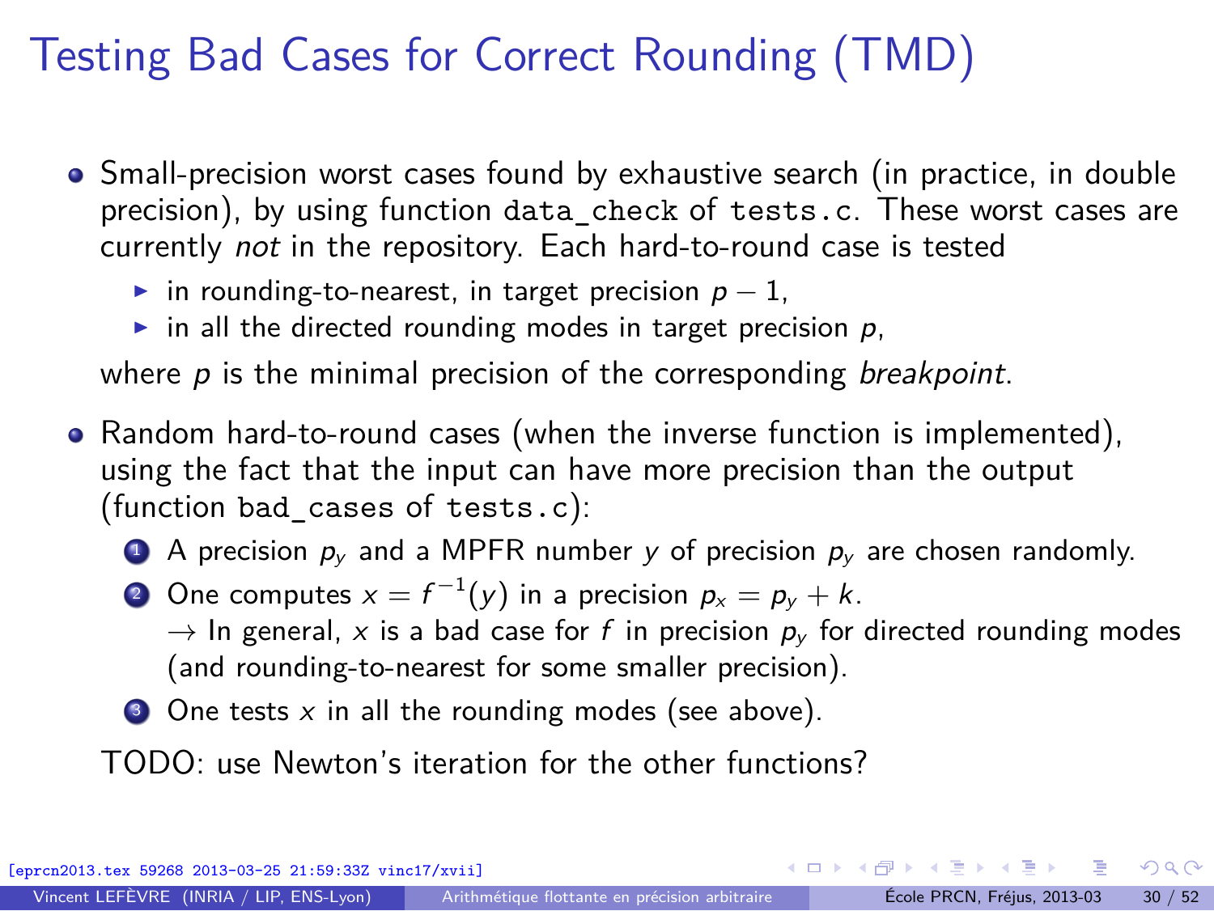# Testing Bad Cases for Correct Rounding (TMD)

- Small-precision worst cases found by exhaustive search (in practice, in double precision), by using function `data_check` of `tests.c`. These worst cases are currently *not* in the repository. Each hard-to-round case is tested
  - in rounding-to-nearest, in target precision $p - 1$,
  - in all the directed rounding modes in target precision $p$,

  where $p$ is the minimal precision of the corresponding *breakpoint*.

- Random hard-to-round cases (when the inverse function is implemented), using the fact that the input can have more precision than the output (function `bad_cases` of `tests.c`):
  1. A precision $p_y$ and a MPFR number $y$ of precision $p_y$ are chosen randomly.
  2. One computes $x = f^{-1}(y)$ in a precision $p_x = p_y + k$.
     $\rightarrow$ In general, $x$ is a bad case for $f$ in precision $p_y$ for directed rounding modes (and rounding-to-nearest for some smaller precision).
  3. One tests $x$ in all the rounding modes (see above).

  TODO: use Newton's iteration for the other functions?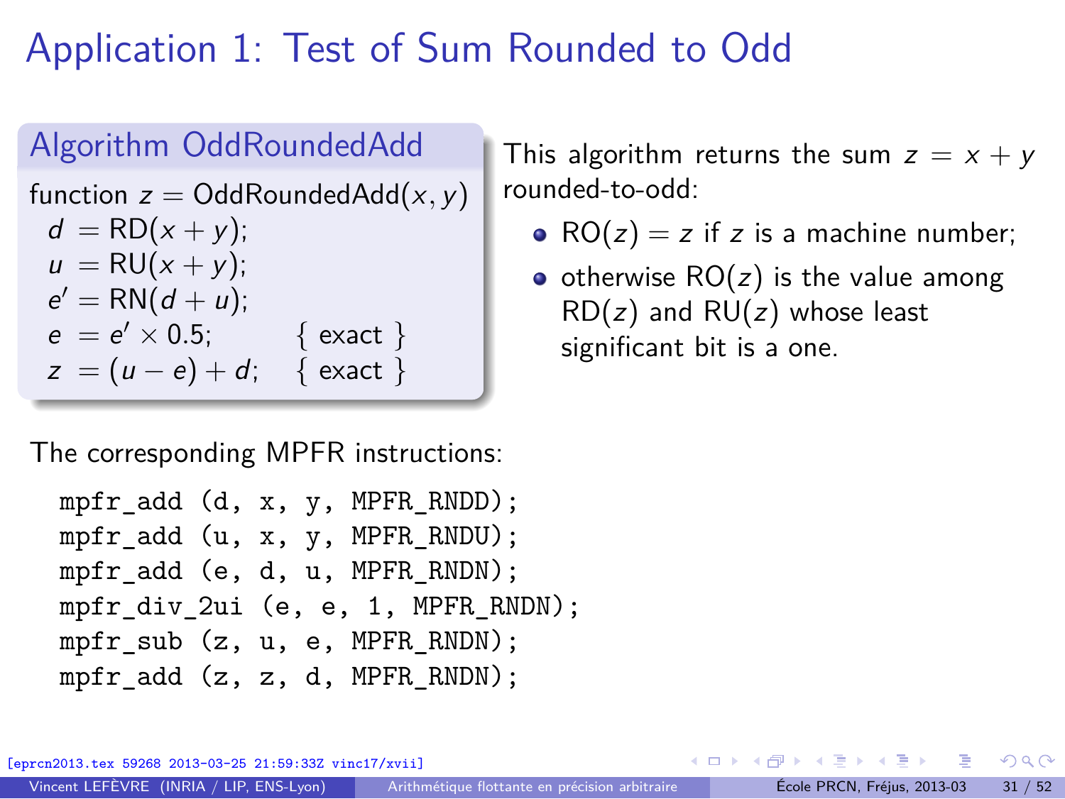# Application 1: Test of Sum Rounded to Odd

**Algorithm OddRoundedAdd**

function $z = \text{OddRoundedAdd}(x, y)$

$$
\begin{aligned}
d &= \text{RD}(x + y); \\
u &= \text{RU}(x + y); \\
e' &= \text{RN}(d + u); \\
e &= e' \times 0.5; && \{ \text{ exact } \} \\
z &= (u - e) + d; && \{ \text{ exact } \}
\end{aligned}
$$

This algorithm returns the sum $z = x + y$ rounded-to-odd:

- $\text{RO}(z) = z$ if $z$ is a machine number;
- otherwise $\text{RO}(z)$ is the value among $\text{RD}(z)$ and $\text{RU}(z)$ whose least significant bit is a one.

The corresponding MPFR instructions:

```
mpfr_add (d, x, y, MPFR_RNDD);
mpfr_add (u, x, y, MPFR_RNDU);
mpfr_add (e, d, u, MPFR_RNDN);
mpfr_div_2ui (e, e, 1, MPFR_RNDN);
mpfr_sub (z, u, e, MPFR_RNDN);
mpfr_add (z, z, d, MPFR_RNDN);
```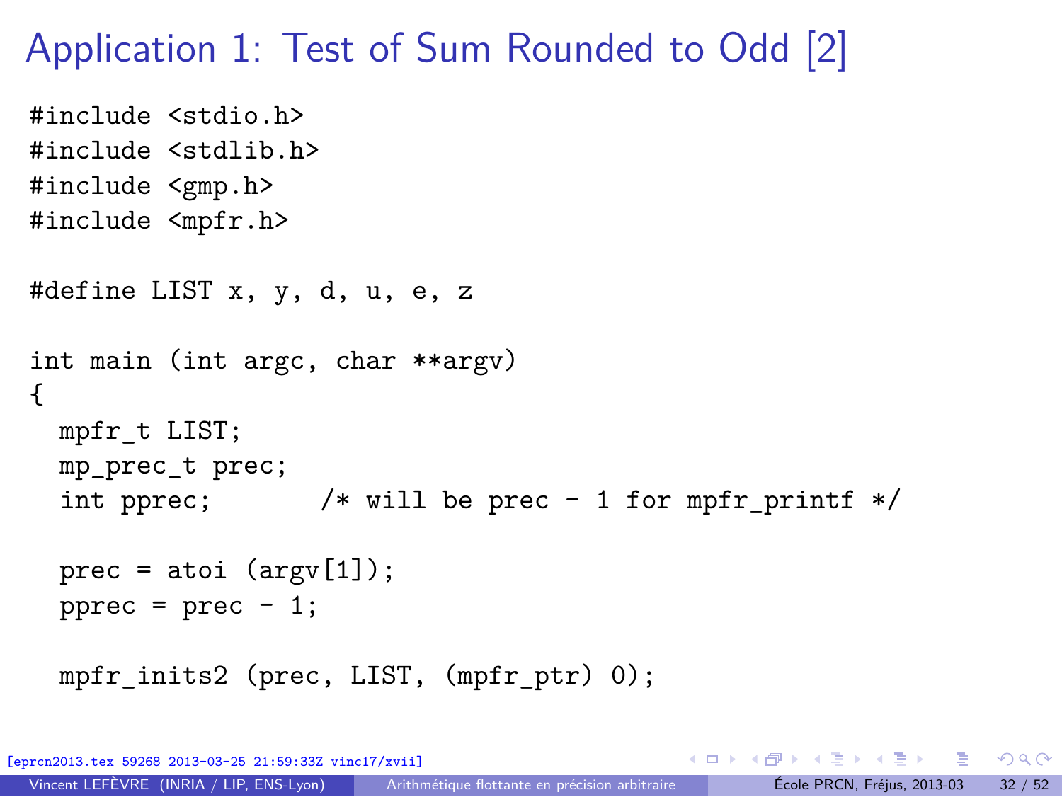# Application 1: Test of Sum Rounded to Odd [2]

```
#include <stdio.h>
#include <stdlib.h>
#include <gmp.h>
#include <mpfr.h>

#define LIST x, y, d, u, e, z

int main (int argc, char **argv)
{
  mpfr_t LIST;
  mp_prec_t prec;
  int pprec;       /* will be prec - 1 for mpfr_printf */

  prec = atoi (argv[1]);
  pprec = prec - 1;

  mpfr_inits2 (prec, LIST, (mpfr_ptr) 0);
```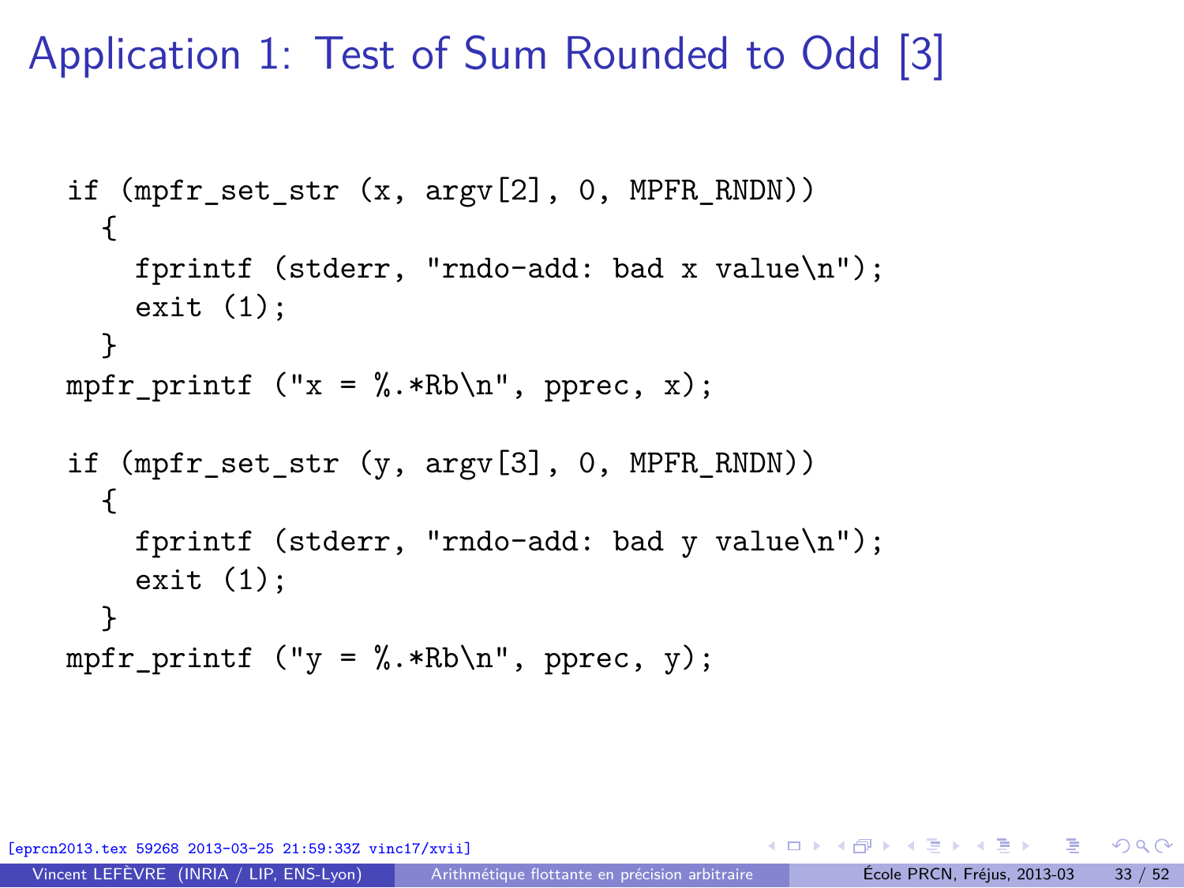# Application 1: Test of Sum Rounded to Odd [3]

```
if (mpfr_set_str (x, argv[2], 0, MPFR_RNDN))
  {
    fprintf (stderr, "rndo-add: bad x value\n");
    exit (1);
  }
mpfr_printf ("x = %.*Rb\n", pprec, x);

if (mpfr_set_str (y, argv[3], 0, MPFR_RNDN))
  {
    fprintf (stderr, "rndo-add: bad y value\n");
    exit (1);
  }
mpfr_printf ("y = %.*Rb\n", pprec, y);
```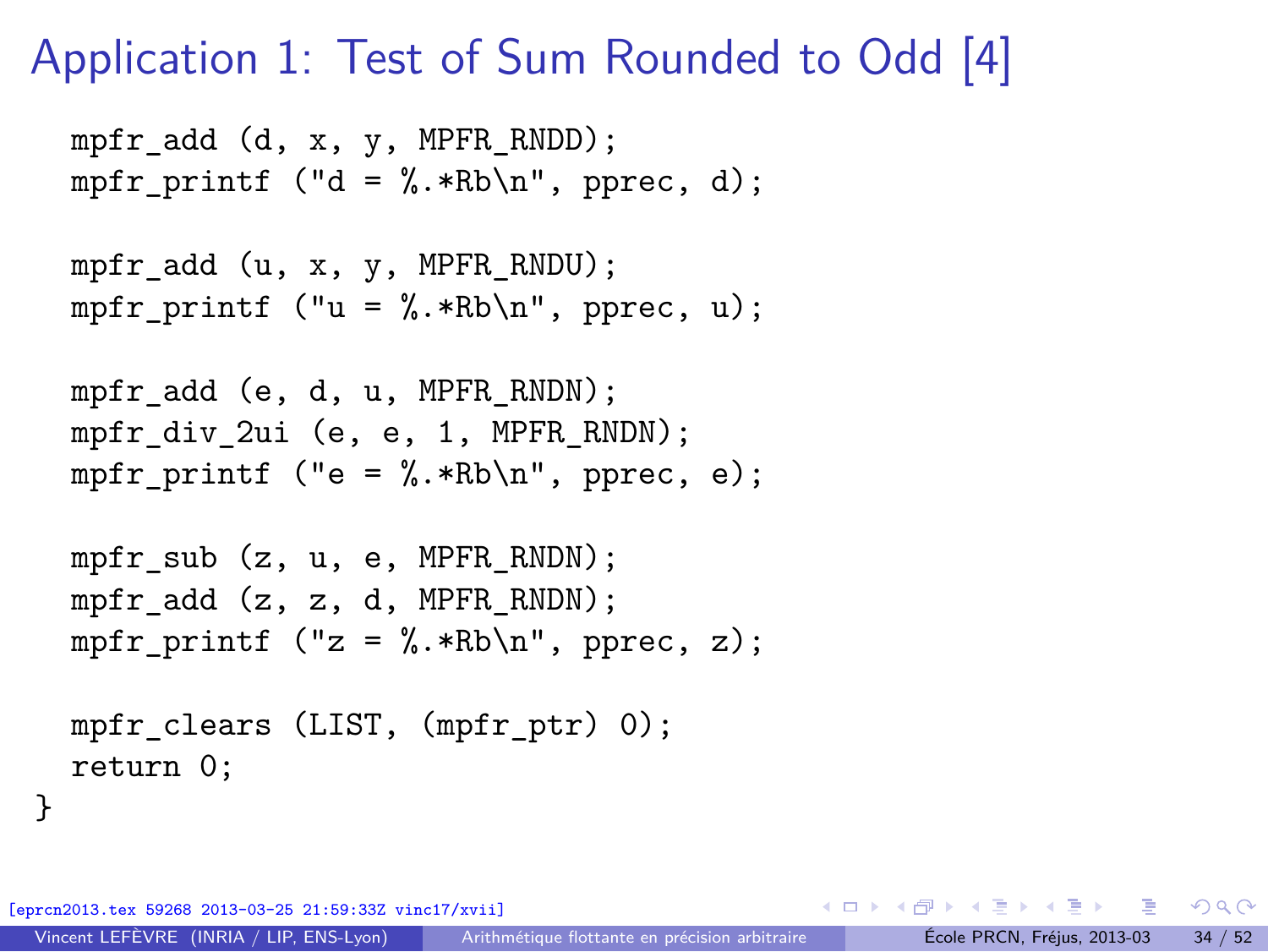# Application 1: Test of Sum Rounded to Odd [4]

```
  mpfr_add (d, x, y, MPFR_RNDD);
  mpfr_printf ("d = %.*Rb\n", pprec, d);

  mpfr_add (u, x, y, MPFR_RNDU);
  mpfr_printf ("u = %.*Rb\n", pprec, u);

  mpfr_add (e, d, u, MPFR_RNDN);
  mpfr_div_2ui (e, e, 1, MPFR_RNDN);
  mpfr_printf ("e = %.*Rb\n", pprec, e);

  mpfr_sub (z, u, e, MPFR_RNDN);
  mpfr_add (z, z, d, MPFR_RNDN);
  mpfr_printf ("z = %.*Rb\n", pprec, z);

  mpfr_clears (LIST, (mpfr_ptr) 0);
  return 0;
}
```

[eprcn2013.tex 59268 2013-03-25 21:59:33Z vinc17/xvii]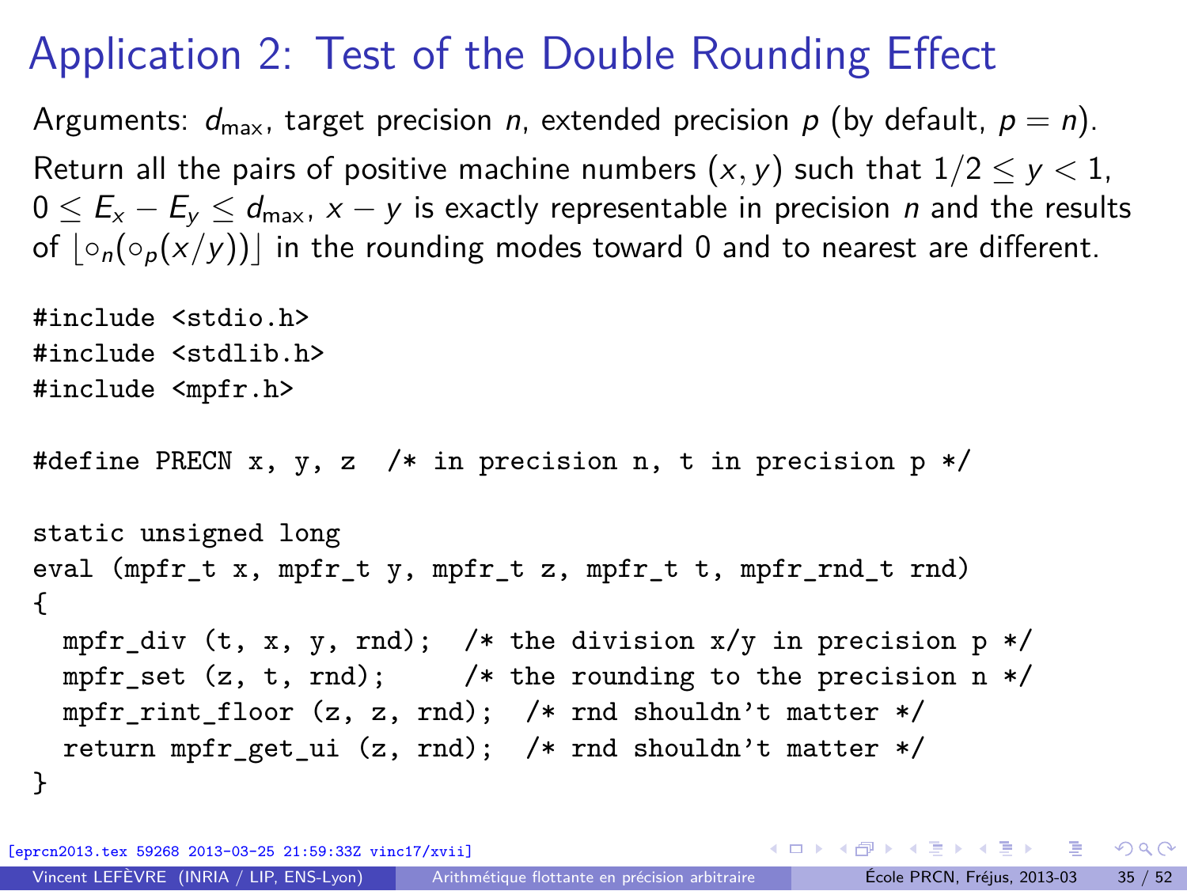# Application 2: Test of the Double Rounding Effect

Arguments: $d_{\max}$, target precision $n$, extended precision $p$ (by default, $p = n$).

Return all the pairs of positive machine numbers $(x, y)$ such that $1/2 \le y < 1$, $0 \le E_x - E_y \le d_{\max}$, $x - y$ is exactly representable in precision $n$ and the results of $\lfloor \circ_n(\circ_p(x/y)) \rfloor$ in the rounding modes toward 0 and to nearest are different.

```
#include <stdio.h>
#include <stdlib.h>
#include <mpfr.h>

#define PRECN x, y, z  /* in precision n, t in precision p */

static unsigned long
eval (mpfr_t x, mpfr_t y, mpfr_t z, mpfr_t t, mpfr_rnd_t rnd)
{
  mpfr_div (t, x, y, rnd);  /* the division x/y in precision p */
  mpfr_set (z, t, rnd);     /* the rounding to the precision n */
  mpfr_rint_floor (z, z, rnd);  /* rnd shouldn't matter */
  return mpfr_get_ui (z, rnd);  /* rnd shouldn't matter */
}
```

[eprcn2013.tex 59268 2013-03-25 21:59:33Z vinc17/xvii]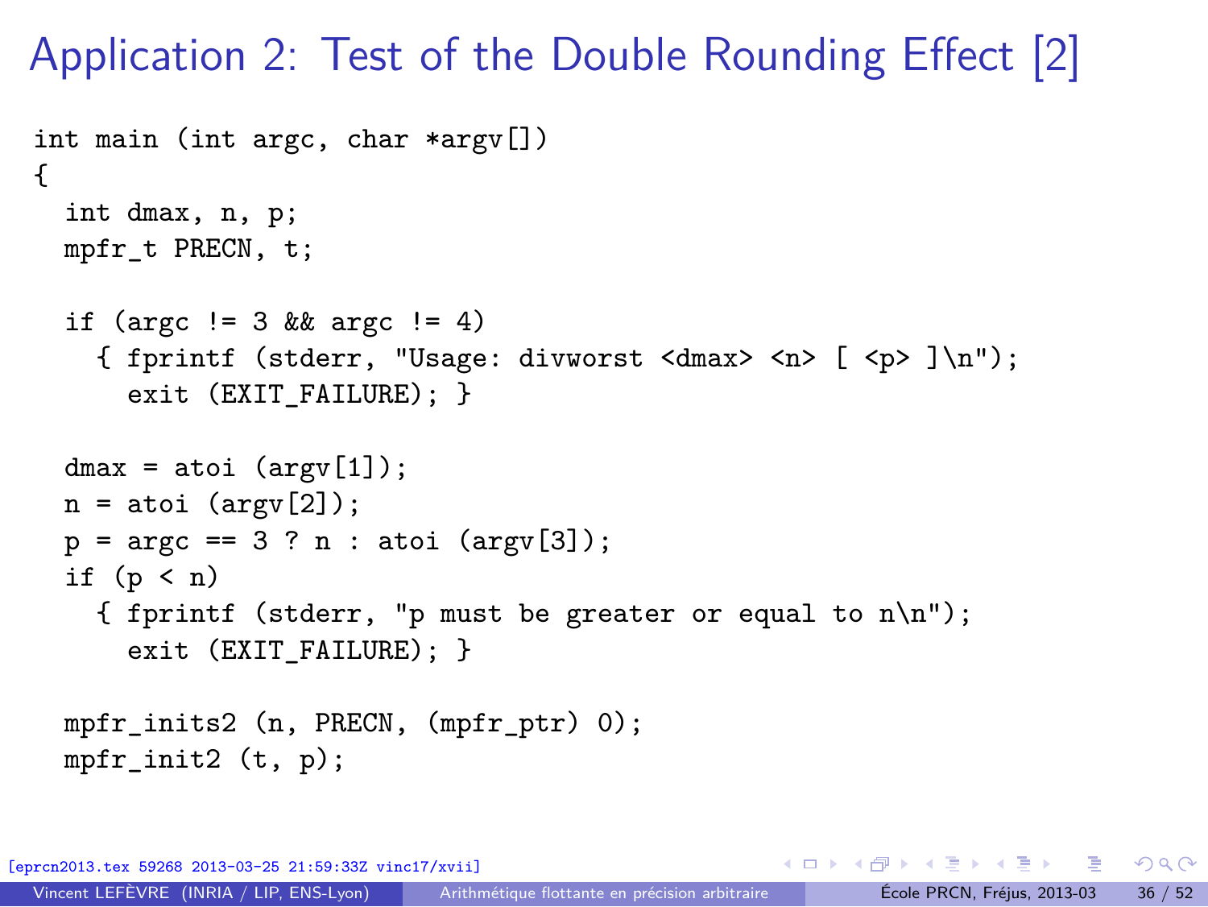# Application 2: Test of the Double Rounding Effect [2]

```
int main (int argc, char *argv[])
{
  int dmax, n, p;
  mpfr_t PRECN, t;

  if (argc != 3 && argc != 4)
    { fprintf (stderr, "Usage: divworst <dmax> <n> [ <p> ]\n");
      exit (EXIT_FAILURE); }

  dmax = atoi (argv[1]);
  n = atoi (argv[2]);
  p = argc == 3 ? n : atoi (argv[3]);
  if (p < n)
    { fprintf (stderr, "p must be greater or equal to n\n");
      exit (EXIT_FAILURE); }

  mpfr_inits2 (n, PRECN, (mpfr_ptr) 0);
  mpfr_init2 (t, p);
```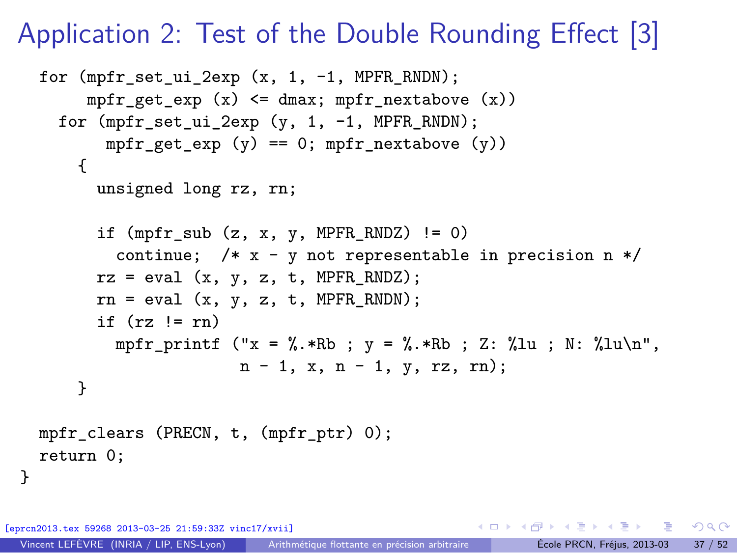# Application 2: Test of the Double Rounding Effect [3]

```
for (mpfr_set_ui_2exp (x, 1, -1, MPFR_RNDN);
     mpfr_get_exp (x) <= dmax; mpfr_nextabove (x))
  for (mpfr_set_ui_2exp (y, 1, -1, MPFR_RNDN);
       mpfr_get_exp (y) == 0; mpfr_nextabove (y))
    {
      unsigned long rz, rn;

      if (mpfr_sub (z, x, y, MPFR_RNDZ) != 0)
        continue;  /* x - y not representable in precision n */
      rz = eval (x, y, z, t, MPFR_RNDZ);
      rn = eval (x, y, z, t, MPFR_RNDN);
      if (rz != rn)
        mpfr_printf ("x = %.*Rb ; y = %.*Rb ; Z: %lu ; N: %lu\n",
                     n - 1, x, n - 1, y, rz, rn);
    }

  mpfr_clears (PRECN, t, (mpfr_ptr) 0);
  return 0;
}
```

[eprcn2013.tex 59268 2013-03-25 21:59:33Z vinc17/xvii]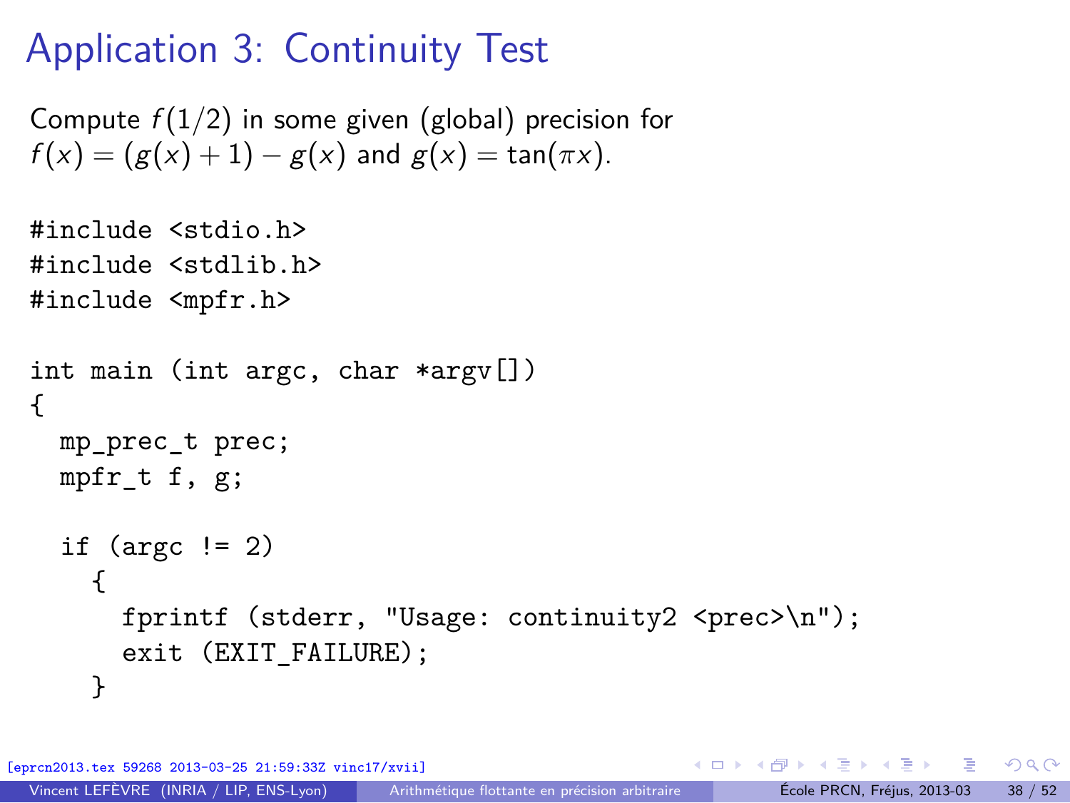# Application 3: Continuity Test

Compute $f(1/2)$ in some given (global) precision for $f(x) = (g(x) + 1) - g(x)$ and $g(x) = \tan(\pi x)$.

```
#include <stdio.h>
#include <stdlib.h>
#include <mpfr.h>

int main (int argc, char *argv[])
{
  mp_prec_t prec;
  mpfr_t f, g;

  if (argc != 2)
    {
      fprintf (stderr, "Usage: continuity2 <prec>\n");
      exit (EXIT_FAILURE);
    }
```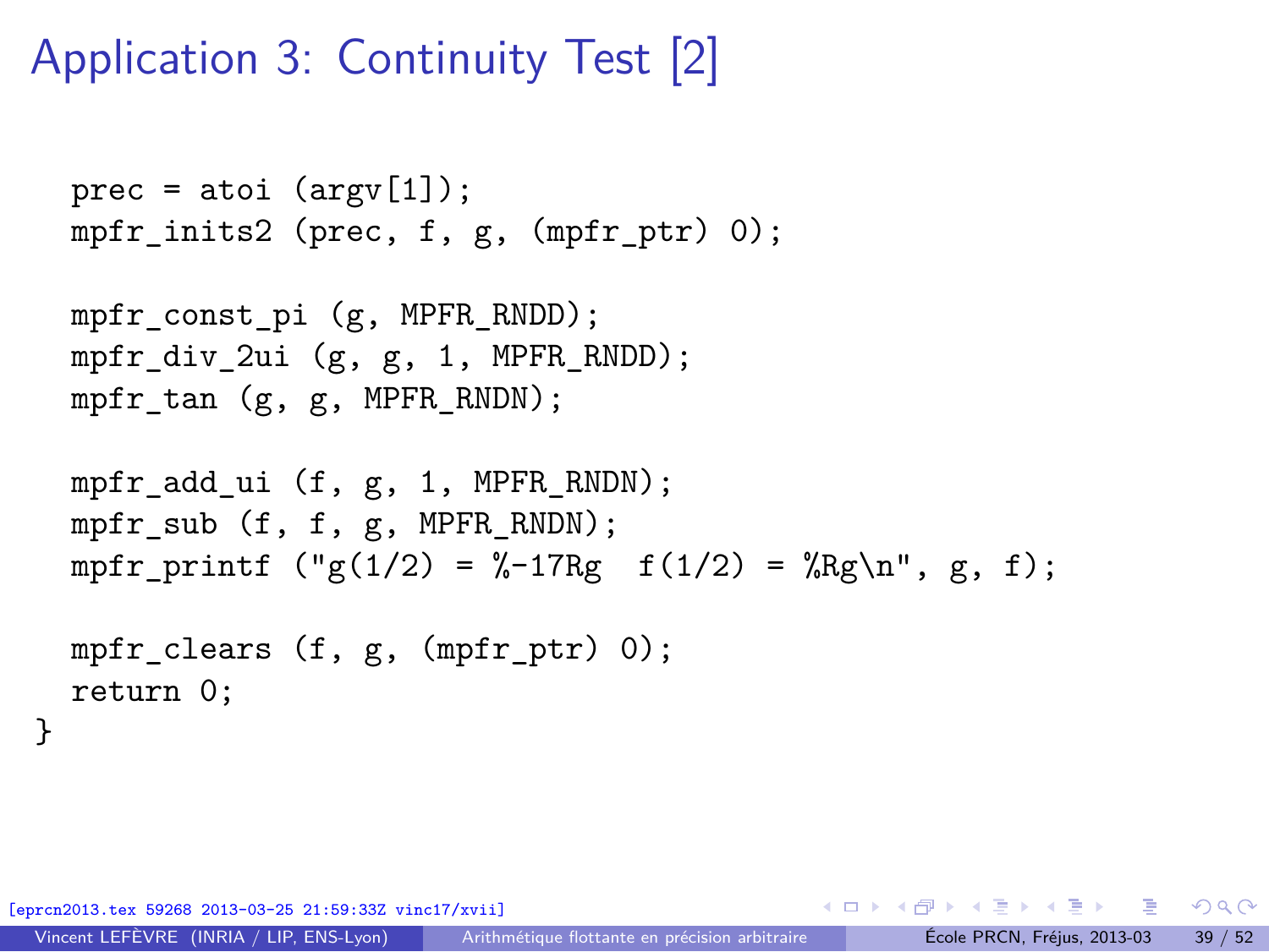# Application 3: Continuity Test [2]

```
  prec = atoi (argv[1]);
  mpfr_inits2 (prec, f, g, (mpfr_ptr) 0);

  mpfr_const_pi (g, MPFR_RNDD);
  mpfr_div_2ui (g, g, 1, MPFR_RNDD);
  mpfr_tan (g, g, MPFR_RNDN);

  mpfr_add_ui (f, g, 1, MPFR_RNDN);
  mpfr_sub (f, f, g, MPFR_RNDN);
  mpfr_printf ("g(1/2) = %-17Rg  f(1/2) = %Rg\n", g, f);

  mpfr_clears (f, g, (mpfr_ptr) 0);
  return 0;
}
```

[eprcn2013.tex 59268 2013-03-25 21:59:33Z vinc17/xvii]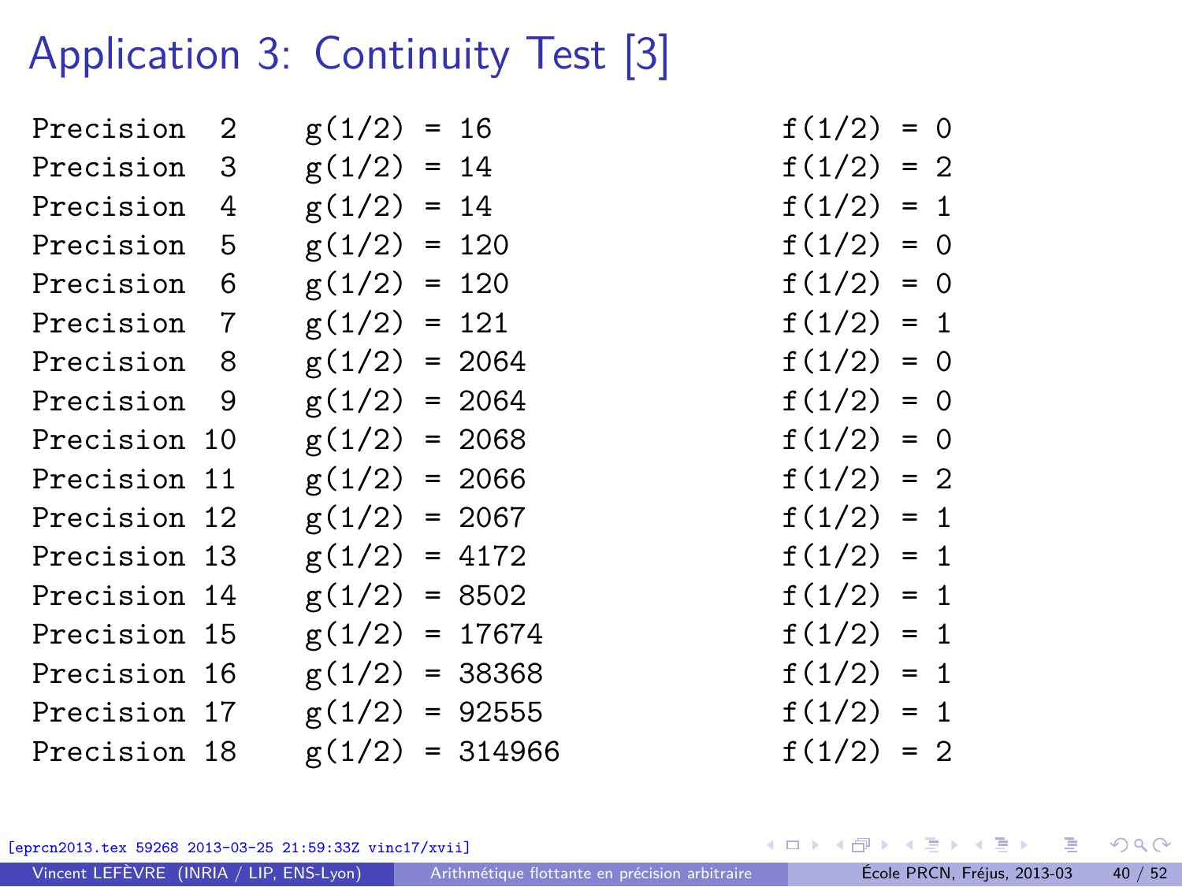# Application 3: Continuity Test [3]

```
Precision  2    g(1/2) = 16                  f(1/2) = 0
Precision  3    g(1/2) = 14                  f(1/2) = 2
Precision  4    g(1/2) = 14                  f(1/2) = 1
Precision  5    g(1/2) = 120                 f(1/2) = 0
Precision  6    g(1/2) = 120                 f(1/2) = 0
Precision  7    g(1/2) = 121                 f(1/2) = 1
Precision  8    g(1/2) = 2064                f(1/2) = 0
Precision  9    g(1/2) = 2064                f(1/2) = 0
Precision 10    g(1/2) = 2068                f(1/2) = 0
Precision 11    g(1/2) = 2066                f(1/2) = 2
Precision 12    g(1/2) = 2067                f(1/2) = 1
Precision 13    g(1/2) = 4172                f(1/2) = 1
Precision 14    g(1/2) = 8502                f(1/2) = 1
Precision 15    g(1/2) = 17674               f(1/2) = 1
Precision 16    g(1/2) = 38368               f(1/2) = 1
Precision 17    g(1/2) = 92555               f(1/2) = 1
Precision 18    g(1/2) = 314966              f(1/2) = 2
```

[eprcn2013.tex 59268 2013-03-25 21:59:33Z vinc17/xvii]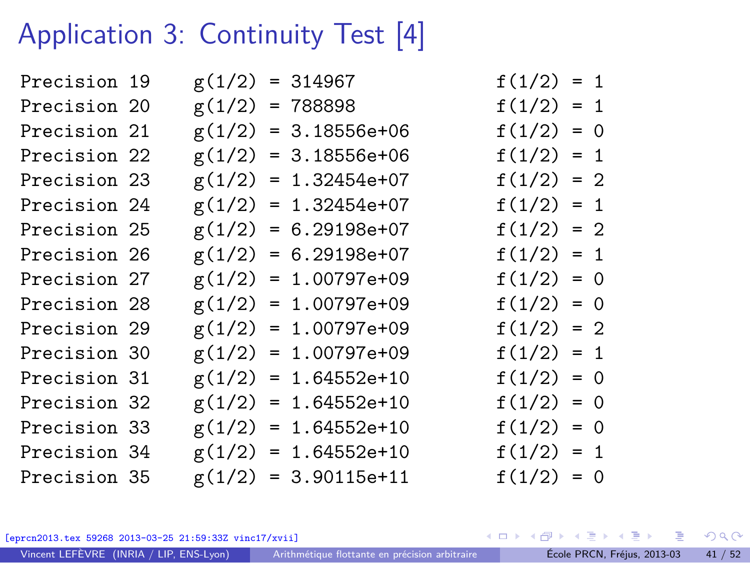# Application 3: Continuity Test [4]

```
Precision 19     g(1/2) = 314967             f(1/2) = 1
Precision 20     g(1/2) = 788898             f(1/2) = 1
Precision 21     g(1/2) = 3.18556e+06        f(1/2) = 0
Precision 22     g(1/2) = 3.18556e+06        f(1/2) = 1
Precision 23     g(1/2) = 1.32454e+07        f(1/2) = 2
Precision 24     g(1/2) = 1.32454e+07        f(1/2) = 1
Precision 25     g(1/2) = 6.29198e+07        f(1/2) = 2
Precision 26     g(1/2) = 6.29198e+07        f(1/2) = 1
Precision 27     g(1/2) = 1.00797e+09        f(1/2) = 0
Precision 28     g(1/2) = 1.00797e+09        f(1/2) = 0
Precision 29     g(1/2) = 1.00797e+09        f(1/2) = 2
Precision 30     g(1/2) = 1.00797e+09        f(1/2) = 1
Precision 31     g(1/2) = 1.64552e+10        f(1/2) = 0
Precision 32     g(1/2) = 1.64552e+10        f(1/2) = 0
Precision 33     g(1/2) = 1.64552e+10        f(1/2) = 0
Precision 34     g(1/2) = 1.64552e+10        f(1/2) = 1
Precision 35     g(1/2) = 3.90115e+11        f(1/2) = 0
```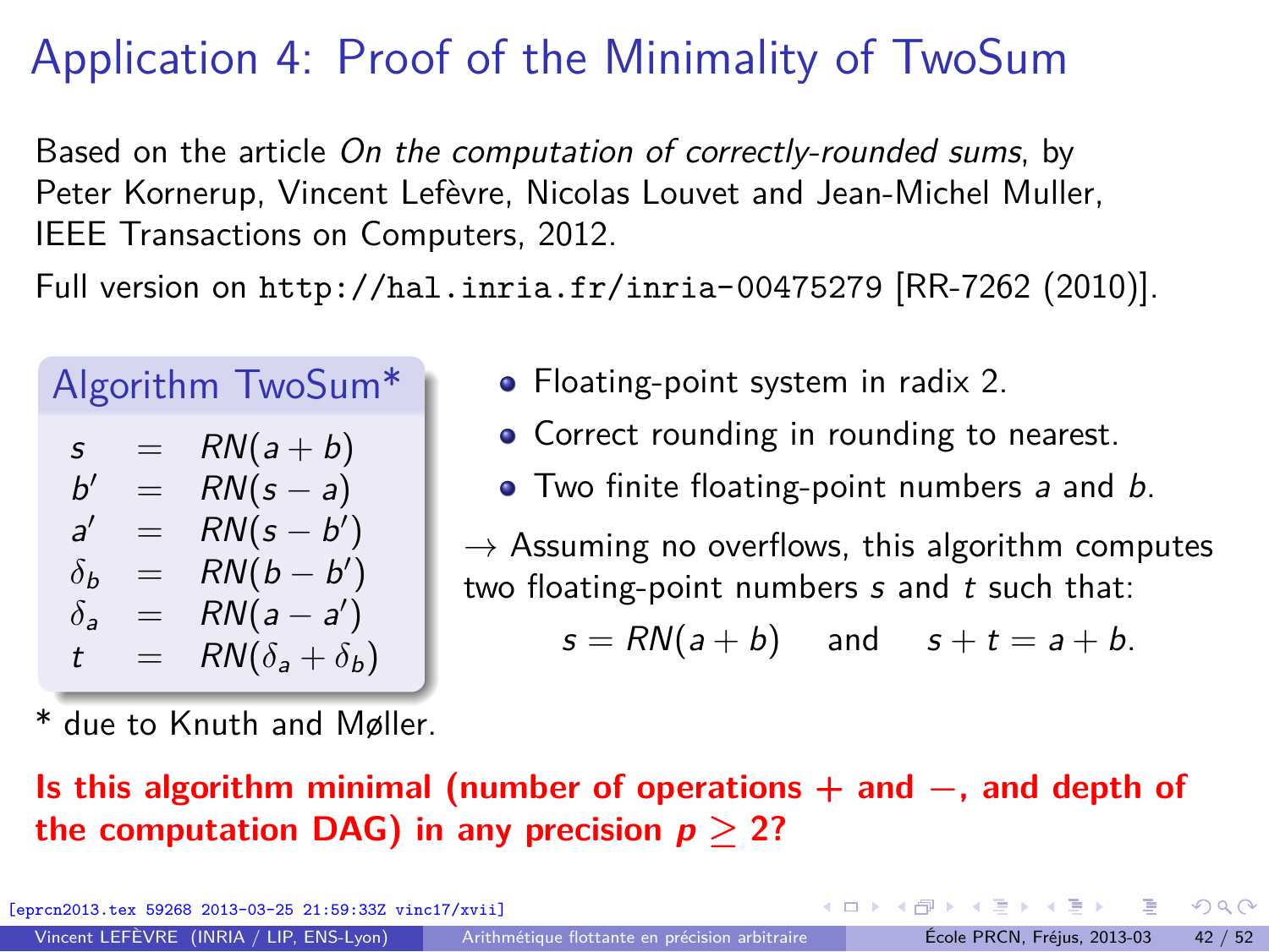# Application 4: Proof of the Minimality of TwoSum

Based on the article *On the computation of correctly-rounded sums*, by Peter Kornerup, Vincent Lefèvre, Nicolas Louvet and Jean-Michel Muller, IEEE Transactions on Computers, 2012.

Full version on `http://hal.inria.fr/inria-00475279` [RR-7262 (2010)].

### Algorithm TwoSum*

$$
\begin{aligned}
s &= RN(a+b) \\
b' &= RN(s-a) \\
a' &= RN(s-b') \\
\delta_b &= RN(b-b') \\
\delta_a &= RN(a-a') \\
t &= RN(\delta_a+\delta_b)
\end{aligned}
$$

* due to Knuth and Møller.

- Floating-point system in radix 2.
- Correct rounding in rounding to nearest.
- Two finite floating-point numbers $a$ and $b$.

→ Assuming no overflows, this algorithm computes two floating-point numbers $s$ and $t$ such that:

$$s = RN(a+b) \quad \text{and} \quad s+t = a+b.$$

**Is this algorithm minimal (number of operations + and −, and depth of the computation DAG) in any precision $p \geq 2$?**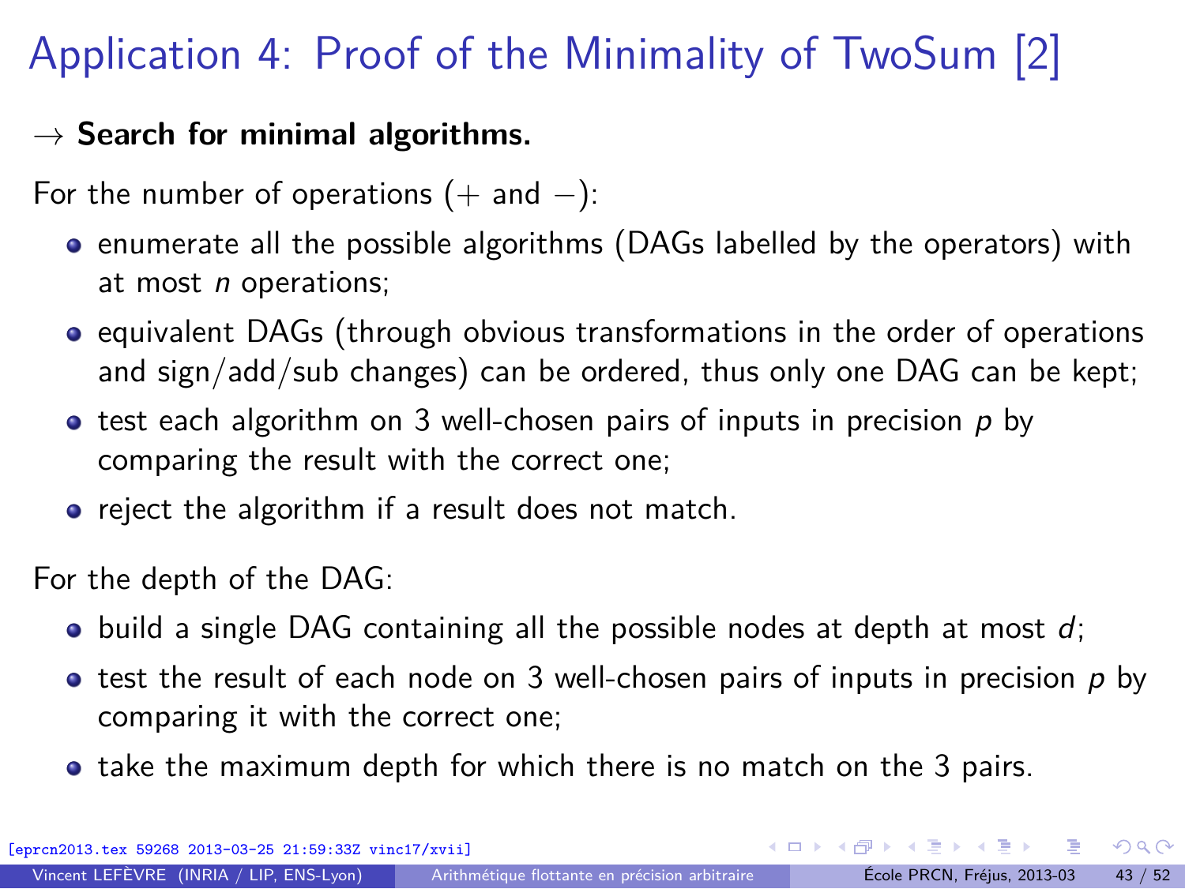# Application 4: Proof of the Minimality of TwoSum [2]

→ **Search for minimal algorithms.**

For the number of operations ($+$ and $-$):

- enumerate all the possible algorithms (DAGs labelled by the operators) with at most $n$ operations;
- equivalent DAGs (through obvious transformations in the order of operations and sign/add/sub changes) can be ordered, thus only one DAG can be kept;
- test each algorithm on 3 well-chosen pairs of inputs in precision $p$ by comparing the result with the correct one;
- reject the algorithm if a result does not match.

For the depth of the DAG:

- build a single DAG containing all the possible nodes at depth at most $d$;
- test the result of each node on 3 well-chosen pairs of inputs in precision $p$ by comparing it with the correct one;
- take the maximum depth for which there is no match on the 3 pairs.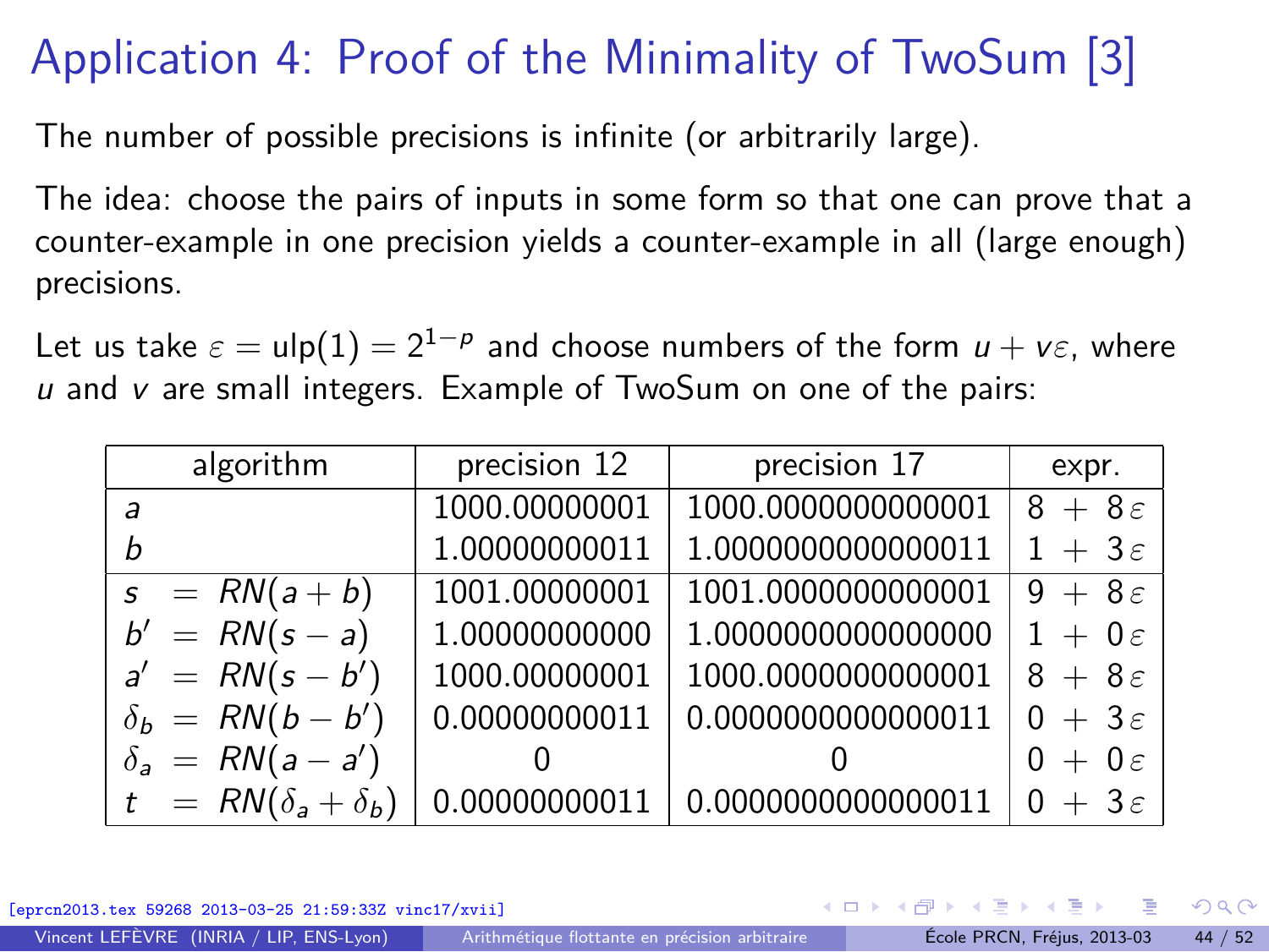# Application 4: Proof of the Minimality of TwoSum [3]

The number of possible precisions is infinite (or arbitrarily large).

The idea: choose the pairs of inputs in some form so that one can prove that a counter-example in one precision yields a counter-example in all (large enough) precisions.

Let us take $\varepsilon = \text{ulp}(1) = 2^{1-p}$ and choose numbers of the form $u + v\varepsilon$, where $u$ and $v$ are small integers. Example of TwoSum on one of the pairs:

| algorithm | precision 12 | precision 17 | expr. |
|---|---|---|---|
| $a$ | 1000.00000001 | 1000.0000000000001 | $8 + 8\varepsilon$ |
| $b$ | 1.00000000011 | 1.0000000000000011 | $1 + 3\varepsilon$ |
| $s = RN(a + b)$ | 1001.00000001 | 1001.0000000000001 | $9 + 8\varepsilon$ |
| $b' = RN(s - a)$ | 1.00000000000 | 1.0000000000000000 | $1 + 0\varepsilon$ |
| $a' = RN(s - b')$ | 1000.00000001 | 1000.0000000000001 | $8 + 8\varepsilon$ |
| $\delta_b = RN(b - b')$ | 0.00000000011 | 0.0000000000000011 | $0 + 3\varepsilon$ |
| $\delta_a = RN(a - a')$ | 0 | 0 | $0 + 0\varepsilon$ |
| $t = RN(\delta_a + \delta_b)$ | 0.00000000011 | 0.0000000000000011 | $0 + 3\varepsilon$ |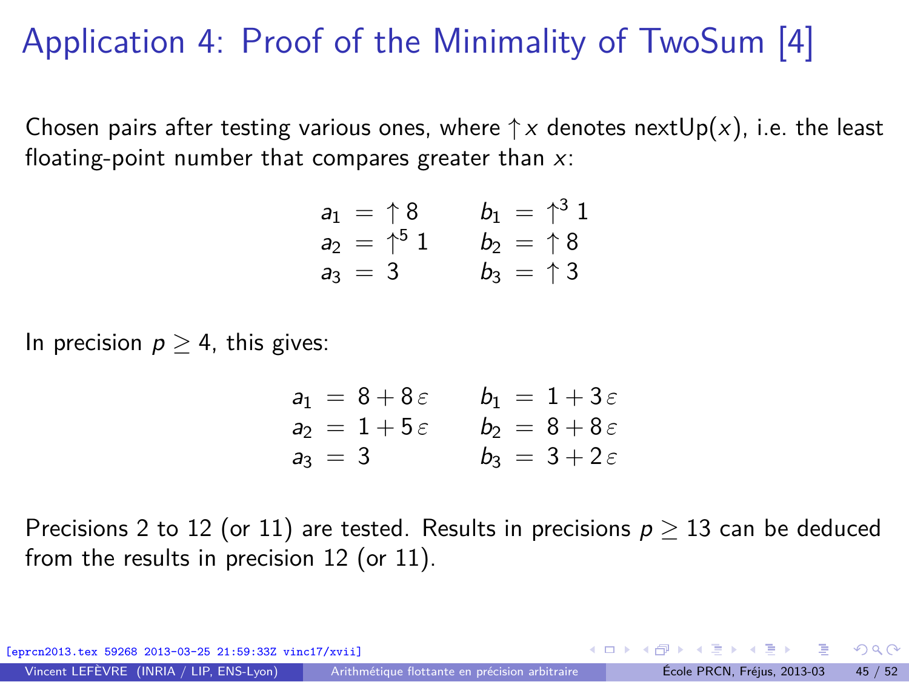# Application 4: Proof of the Minimality of TwoSum [4]

Chosen pairs after testing various ones, where $\uparrow x$ denotes nextUp($x$), i.e. the least floating-point number that compares greater than $x$:

$$
\begin{array}{llll}
a_1 = \uparrow 8 & & b_1 = \uparrow^3 1 \\
a_2 = \uparrow^5 1 & & b_2 = \uparrow 8 \\
a_3 = 3 & & b_3 = \uparrow 3
\end{array}
$$

In precision $p \geq 4$, this gives:

$$
\begin{array}{llll}
a_1 = 8 + 8\,\varepsilon & & b_1 = 1 + 3\,\varepsilon \\
a_2 = 1 + 5\,\varepsilon & & b_2 = 8 + 8\,\varepsilon \\
a_3 = 3 & & b_3 = 3 + 2\,\varepsilon
\end{array}
$$

Precisions 2 to 12 (or 11) are tested. Results in precisions $p \geq 13$ can be deduced from the results in precision 12 (or 11).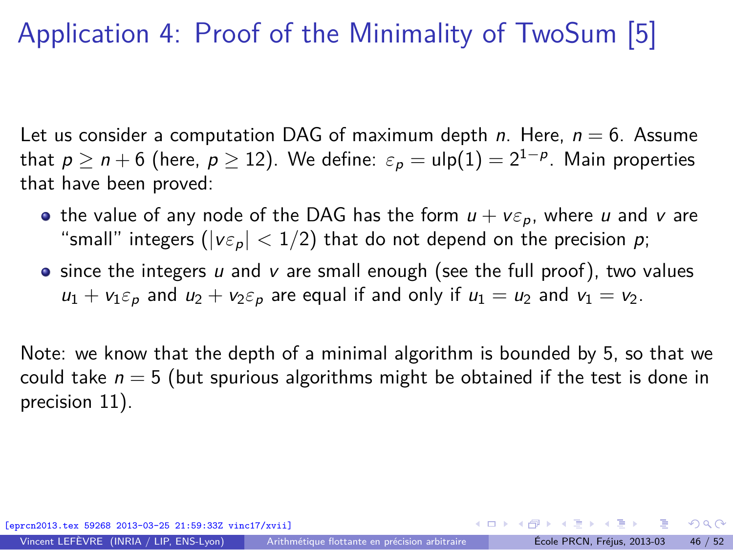# Application 4: Proof of the Minimality of TwoSum [5]

Let us consider a computation DAG of maximum depth $n$. Here, $n = 6$. Assume that $p \geq n + 6$ (here, $p \geq 12$). We define: $\varepsilon_p = \text{ulp}(1) = 2^{1-p}$. Main properties that have been proved:

- the value of any node of the DAG has the form $u + v\varepsilon_p$, where $u$ and $v$ are "small" integers ($|v\varepsilon_p| < 1/2$) that do not depend on the precision $p$;
- since the integers $u$ and $v$ are small enough (see the full proof), two values $u_1 + v_1\varepsilon_p$ and $u_2 + v_2\varepsilon_p$ are equal if and only if $u_1 = u_2$ and $v_1 = v_2$.

Note: we know that the depth of a minimal algorithm is bounded by 5, so that we could take $n = 5$ (but spurious algorithms might be obtained if the test is done in precision 11).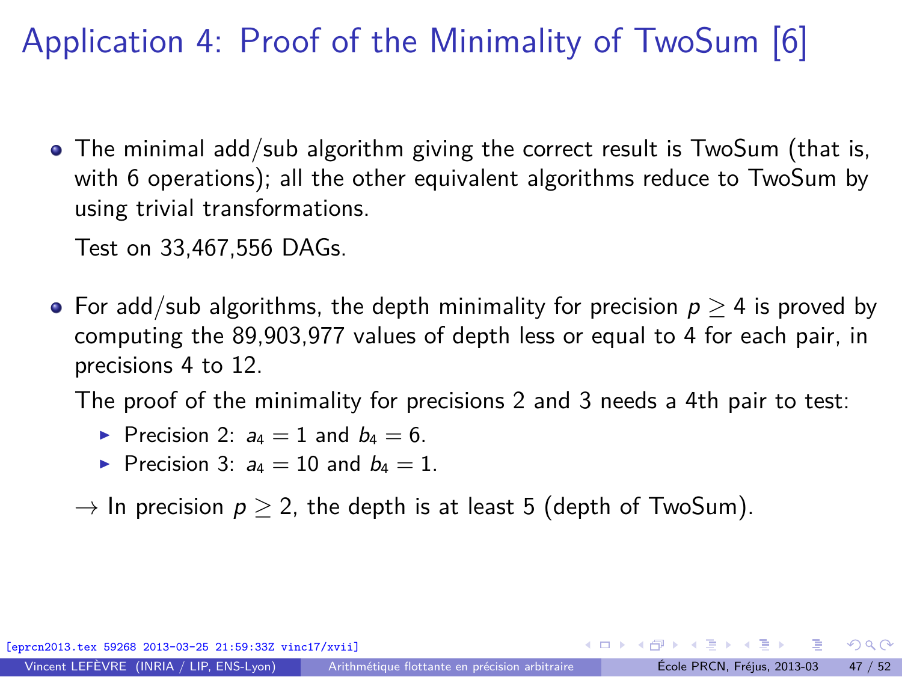# Application 4: Proof of the Minimality of TwoSum [6]

- The minimal add/sub algorithm giving the correct result is TwoSum (that is, with 6 operations); all the other equivalent algorithms reduce to TwoSum by using trivial transformations.

  Test on 33,467,556 DAGs.

- For add/sub algorithms, the depth minimality for precision $p \geq 4$ is proved by computing the 89,903,977 values of depth less or equal to 4 for each pair, in precisions 4 to 12.

  The proof of the minimality for precisions 2 and 3 needs a 4th pair to test:

  - Precision 2: $a_4 = 1$ and $b_4 = 6$.
  - Precision 3: $a_4 = 10$ and $b_4 = 1$.

  $\rightarrow$ In precision $p \geq 2$, the depth is at least 5 (depth of TwoSum).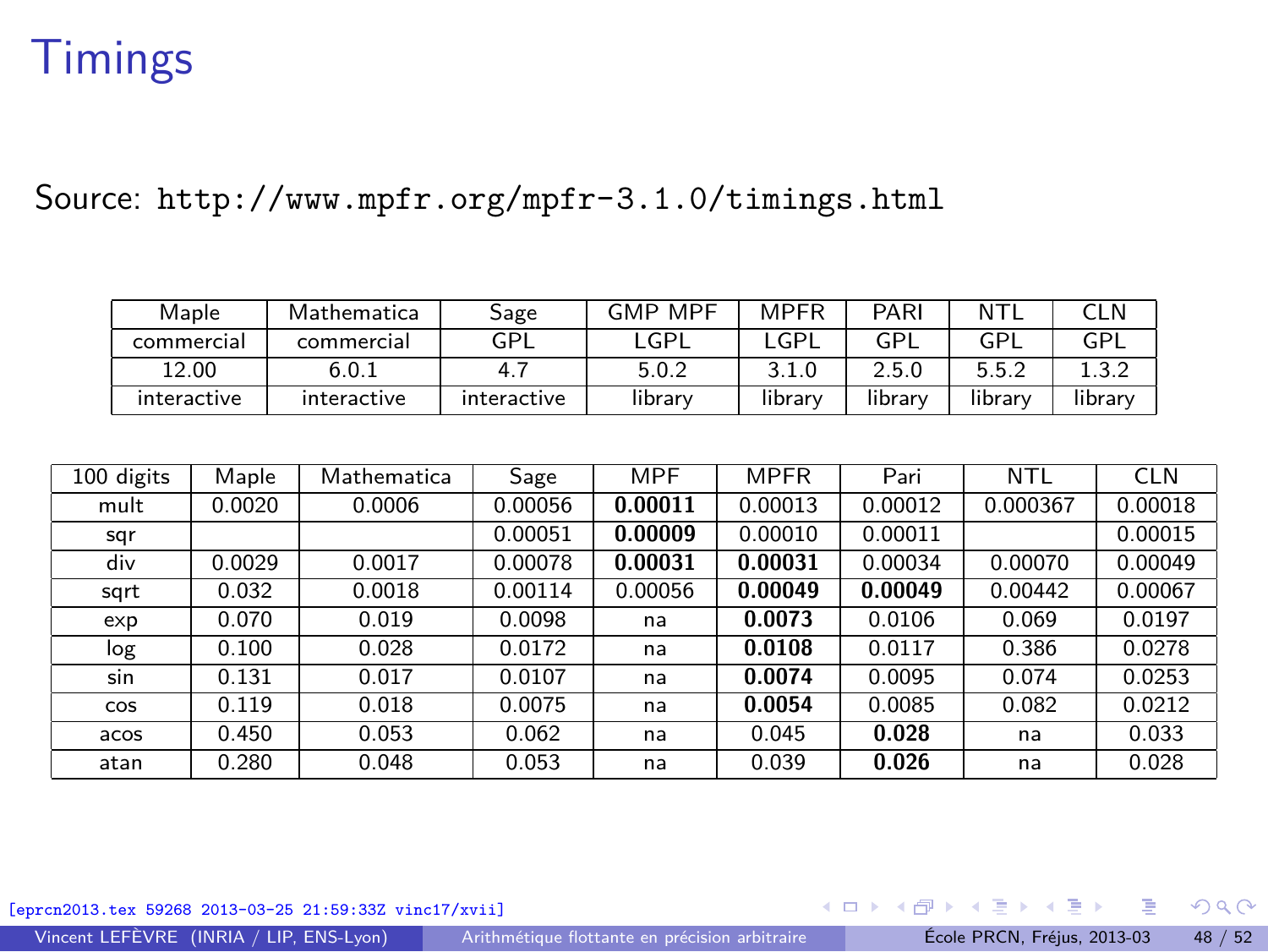# Timings

Source: `http://www.mpfr.org/mpfr-3.1.0/timings.html`

| Maple | Mathematica | Sage | GMP MPF | MPFR | PARI | NTL | CLN |
|---|---|---|---|---|---|---|---|
| commercial | commercial | GPL | LGPL | LGPL | GPL | GPL | GPL |
| 12.00 | 6.0.1 | 4.7 | 5.0.2 | 3.1.0 | 2.5.0 | 5.5.2 | 1.3.2 |
| interactive | interactive | interactive | library | library | library | library | library |

| 100 digits | Maple | Mathematica | Sage | MPF | MPFR | Pari | NTL | CLN |
|---|---|---|---|---|---|---|---|---|
| mult | 0.0020 | 0.0006 | 0.00056 | **0.00011** | 0.00013 | 0.00012 | 0.000367 | 0.00018 |
| sqr | | | 0.00051 | **0.00009** | 0.00010 | 0.00011 | | 0.00015 |
| div | 0.0029 | 0.0017 | 0.00078 | **0.00031** | **0.00031** | 0.00034 | 0.00070 | 0.00049 |
| sqrt | 0.032 | 0.0018 | 0.00114 | 0.00056 | **0.00049** | **0.00049** | 0.00442 | 0.00067 |
| exp | 0.070 | 0.019 | 0.0098 | na | **0.0073** | 0.0106 | 0.069 | 0.0197 |
| log | 0.100 | 0.028 | 0.0172 | na | **0.0108** | 0.0117 | 0.386 | 0.0278 |
| sin | 0.131 | 0.017 | 0.0107 | na | **0.0074** | 0.0095 | 0.074 | 0.0253 |
| cos | 0.119 | 0.018 | 0.0075 | na | **0.0054** | 0.0085 | 0.082 | 0.0212 |
| acos | 0.450 | 0.053 | 0.062 | na | 0.045 | **0.028** | na | 0.033 |
| atan | 0.280 | 0.048 | 0.053 | na | 0.039 | **0.026** | na | 0.028 |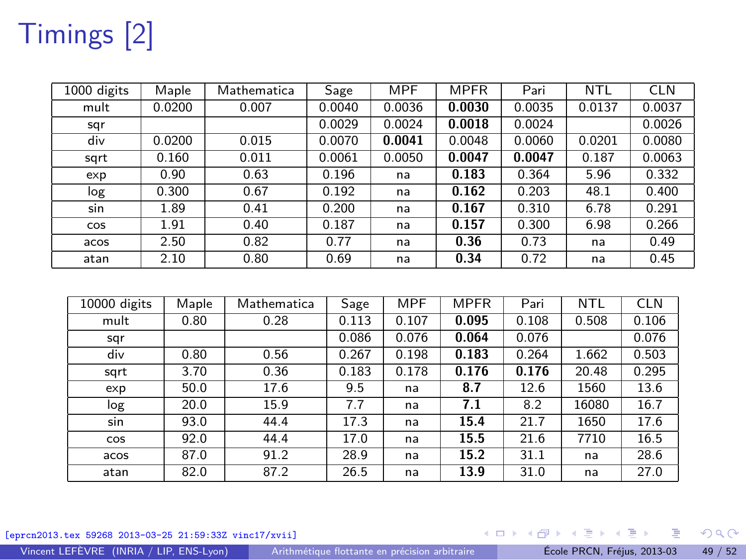# Timings [2]

| 1000 digits | Maple | Mathematica | Sage | MPF | MPFR | Pari | NTL | CLN |
|---|---|---|---|---|---|---|---|---|
| mult | 0.0200 | 0.007 | 0.0040 | 0.0036 | **0.0030** | 0.0035 | 0.0137 | 0.0037 |
| sqr | | | 0.0029 | 0.0024 | **0.0018** | 0.0024 | | 0.0026 |
| div | 0.0200 | 0.015 | 0.0070 | **0.0041** | 0.0048 | 0.0060 | 0.0201 | 0.0080 |
| sqrt | 0.160 | 0.011 | 0.0061 | 0.0050 | **0.0047** | **0.0047** | 0.187 | 0.0063 |
| exp | 0.90 | 0.63 | 0.196 | na | **0.183** | 0.364 | 5.96 | 0.332 |
| log | 0.300 | 0.67 | 0.192 | na | **0.162** | 0.203 | 48.1 | 0.400 |
| sin | 1.89 | 0.41 | 0.200 | na | **0.167** | 0.310 | 6.78 | 0.291 |
| cos | 1.91 | 0.40 | 0.187 | na | **0.157** | 0.300 | 6.98 | 0.266 |
| acos | 2.50 | 0.82 | 0.77 | na | **0.36** | 0.73 | na | 0.49 |
| atan | 2.10 | 0.80 | 0.69 | na | **0.34** | 0.72 | na | 0.45 |

| 10000 digits | Maple | Mathematica | Sage | MPF | MPFR | Pari | NTL | CLN |
|---|---|---|---|---|---|---|---|---|
| mult | 0.80 | 0.28 | 0.113 | 0.107 | **0.095** | 0.108 | 0.508 | 0.106 |
| sqr | | | 0.086 | 0.076 | **0.064** | 0.076 | | 0.076 |
| div | 0.80 | 0.56 | 0.267 | 0.198 | **0.183** | 0.264 | 1.662 | 0.503 |
| sqrt | 3.70 | 0.36 | 0.183 | 0.178 | **0.176** | **0.176** | 20.48 | 0.295 |
| exp | 50.0 | 17.6 | 9.5 | na | **8.7** | 12.6 | 1560 | 13.6 |
| log | 20.0 | 15.9 | 7.7 | na | **7.1** | 8.2 | 16080 | 16.7 |
| sin | 93.0 | 44.4 | 17.3 | na | **15.4** | 21.7 | 1650 | 17.6 |
| cos | 92.0 | 44.4 | 17.0 | na | **15.5** | 21.6 | 7710 | 16.5 |
| acos | 87.0 | 91.2 | 28.9 | na | **15.2** | 31.1 | na | 28.6 |
| atan | 82.0 | 87.2 | 26.5 | na | **13.9** | 31.0 | na | 27.0 |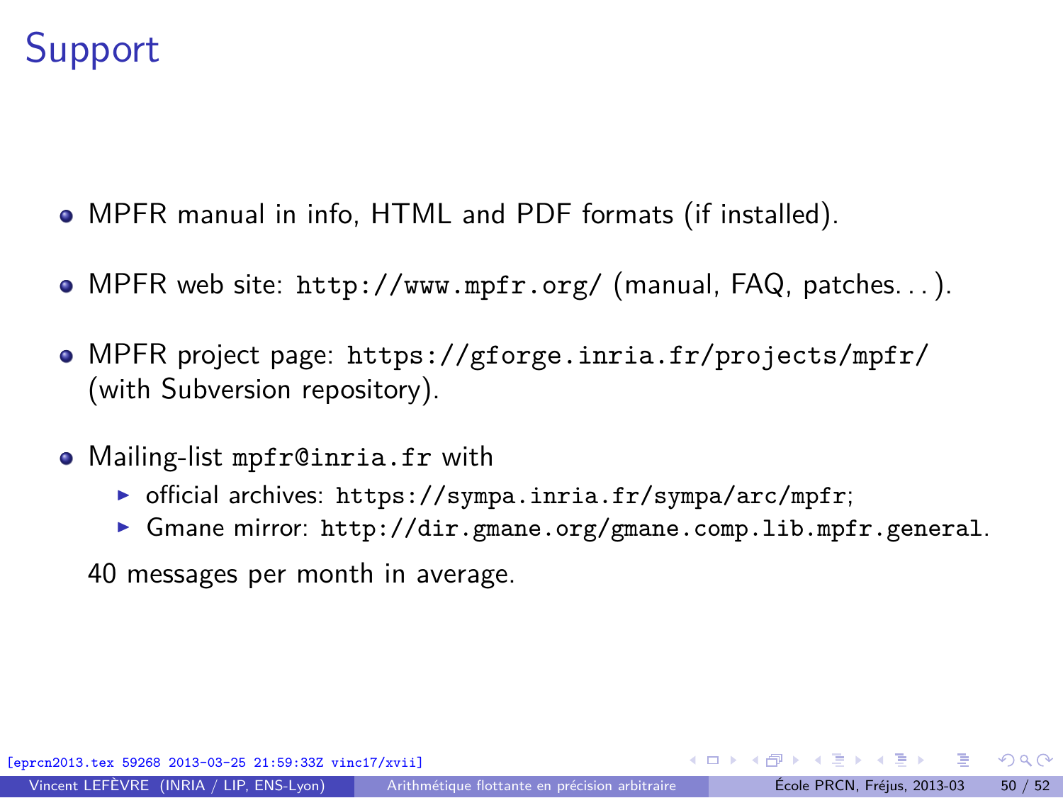# Support

- MPFR manual in info, HTML and PDF formats (if installed).
- MPFR web site: `http://www.mpfr.org/` (manual, FAQ, patches...).
- MPFR project page: `https://gforge.inria.fr/projects/mpfr/` (with Subversion repository).
- Mailing-list `mpfr@inria.fr` with
  - official archives: `https://sympa.inria.fr/sympa/arc/mpfr`;
  - Gmane mirror: `http://dir.gmane.org/gmane.comp.lib.mpfr.general`.

  40 messages per month in average.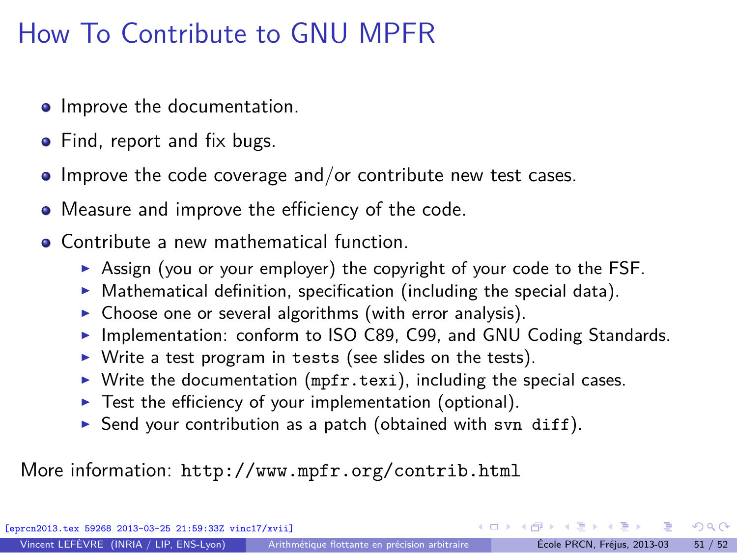# How To Contribute to GNU MPFR

- Improve the documentation.
- Find, report and fix bugs.
- Improve the code coverage and/or contribute new test cases.
- Measure and improve the efficiency of the code.
- Contribute a new mathematical function.
  - Assign (you or your employer) the copyright of your code to the FSF.
  - Mathematical definition, specification (including the special data).
  - Choose one or several algorithms (with error analysis).
  - Implementation: conform to ISO C89, C99, and GNU Coding Standards.
  - Write a test program in `tests` (see slides on the tests).
  - Write the documentation (`mpfr.texi`), including the special cases.
  - Test the efficiency of your implementation (optional).
  - Send your contribution as a patch (obtained with `svn diff`).

More information: `http://www.mpfr.org/contrib.html`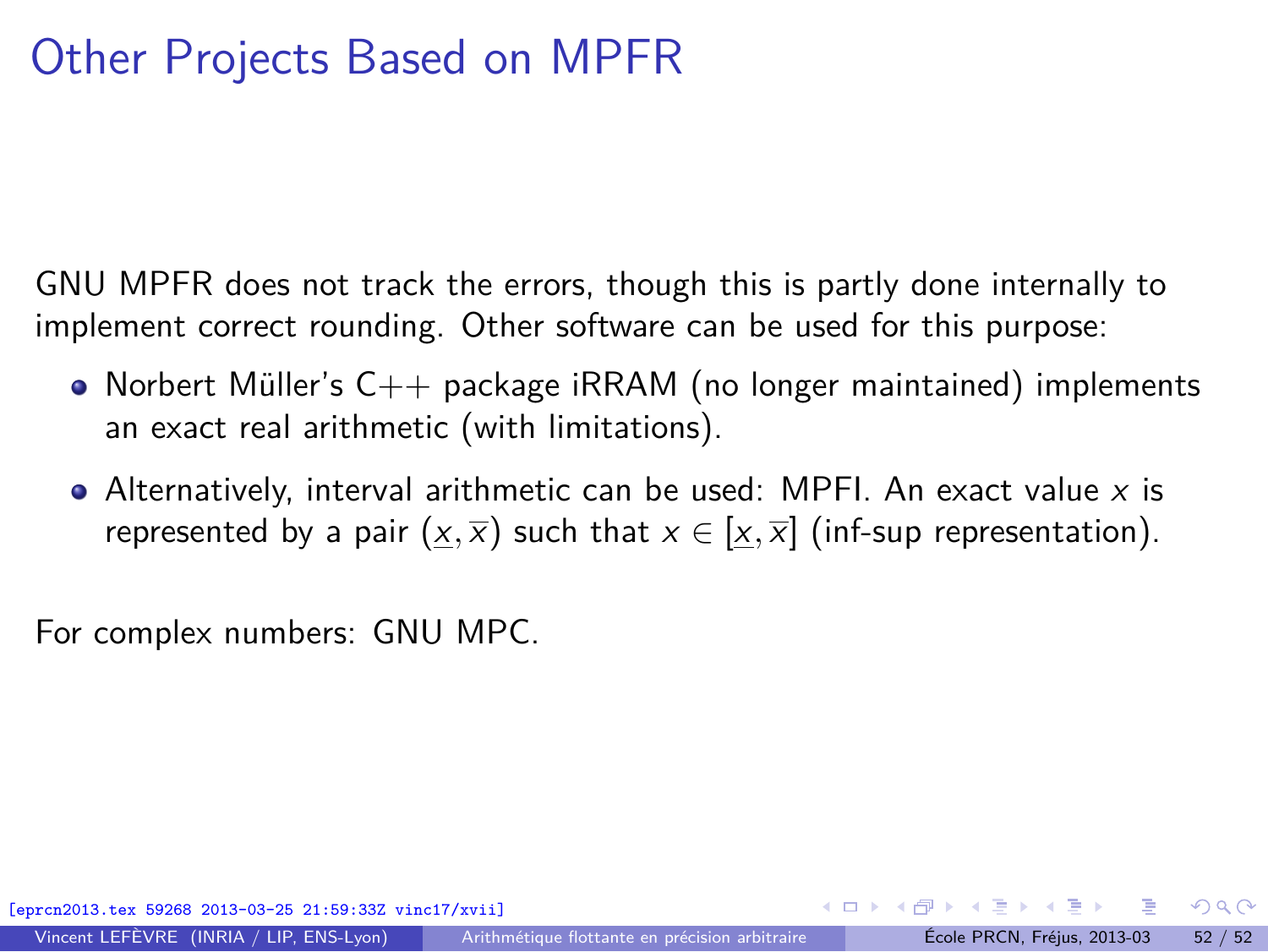# Other Projects Based on MPFR

GNU MPFR does not track the errors, though this is partly done internally to implement correct rounding. Other software can be used for this purpose:

- Norbert Müller's C++ package iRRAM (no longer maintained) implements an exact real arithmetic (with limitations).
- Alternatively, interval arithmetic can be used: MPFI. An exact value $x$ is represented by a pair $(\underline{x}, \overline{x})$ such that $x \in [\underline{x}, \overline{x}]$ (inf-sup representation).

For complex numbers: GNU MPC.